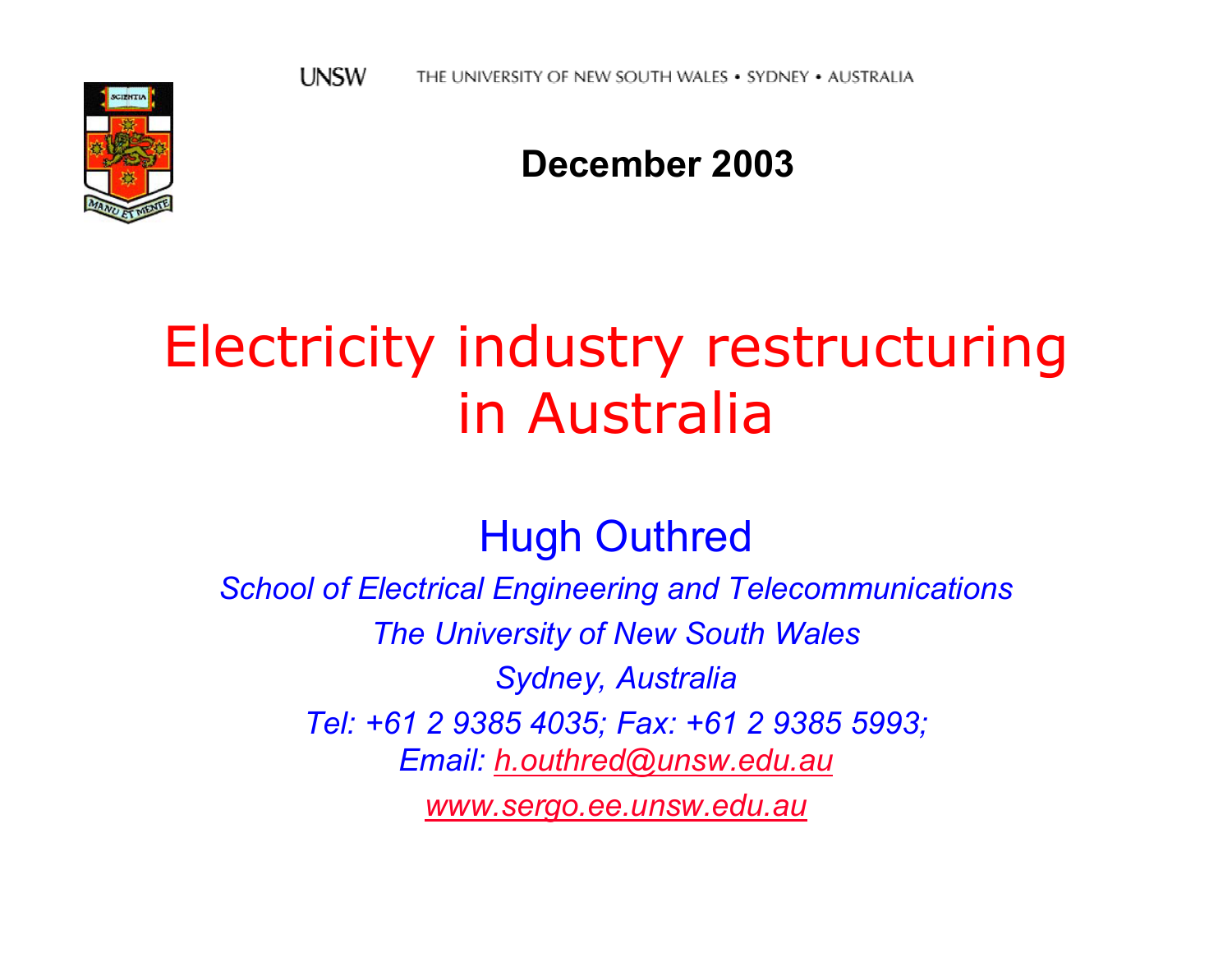UNSW THE UNIVERSITY OF NEW SOUTH WALES • SYDNEY • AUSTRALIA

**December 2003**

# Electricity industry restructuring in Australia

Hugh Outhred

*School of Electrical Engineering and Telecommunications*

*The University of New South Wales*

*Sydney, Australia*

*Tel: +61 2 9385 4035; Fax: +61 2 9385 5993;*

*Email: h.outhred@unsw.edu.au*

*www.sergo.ee.unsw.edu.au*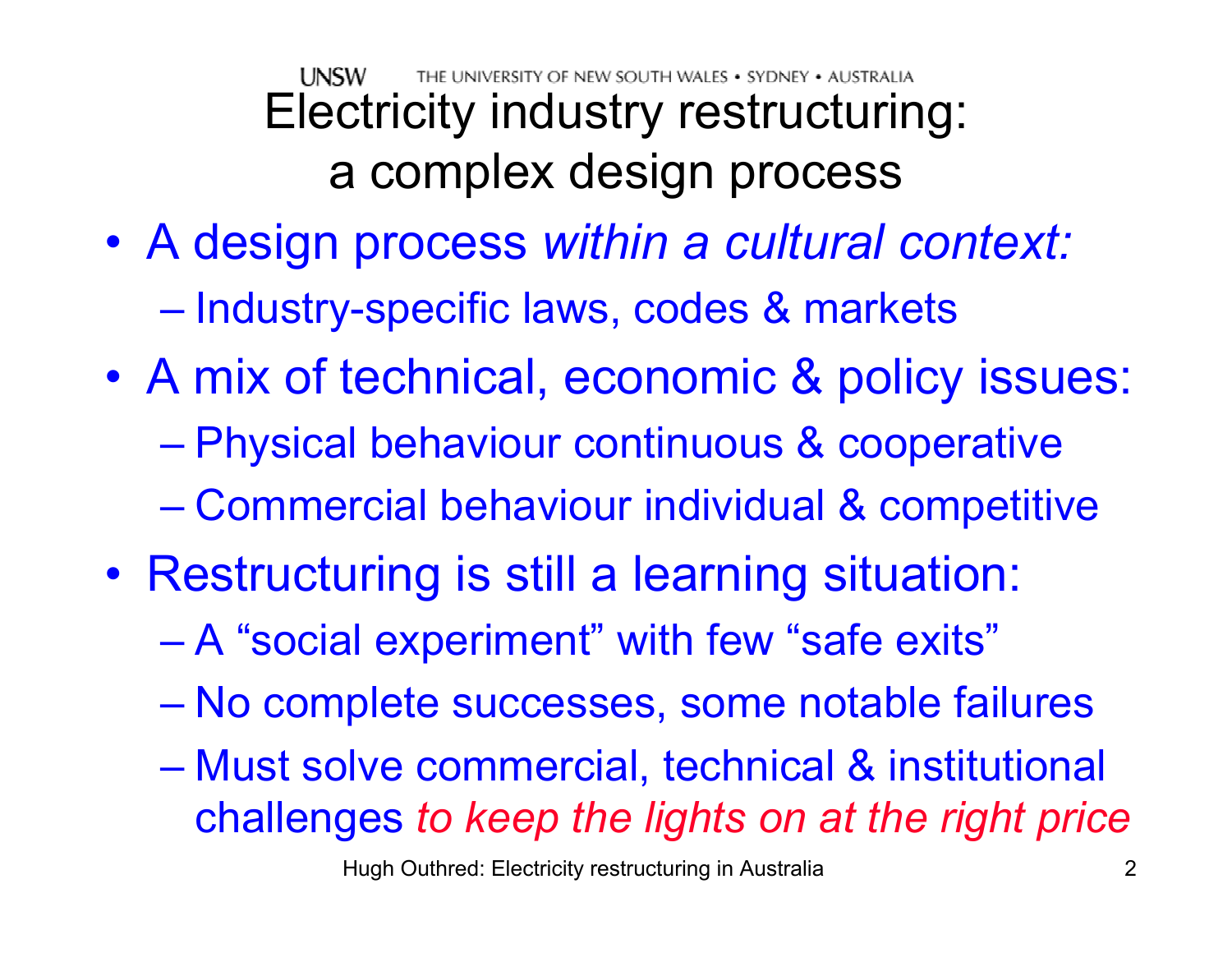# Electricity industry restructuring: a complex design process

- A design process *within a cultural context:*
  - Industry-specific laws, codes & markets
- A mix of technical, economic & policy issues:
  - Physical behaviour continuous & cooperative
  - Commercial behaviour individual & competitive
- Restructuring is still a learning situation:
  - A "social experiment" with few "safe exits"
  - No complete successes, some notable failures
  - Must solve commercial, technical & institutional challenges *to keep the lights on at the right price*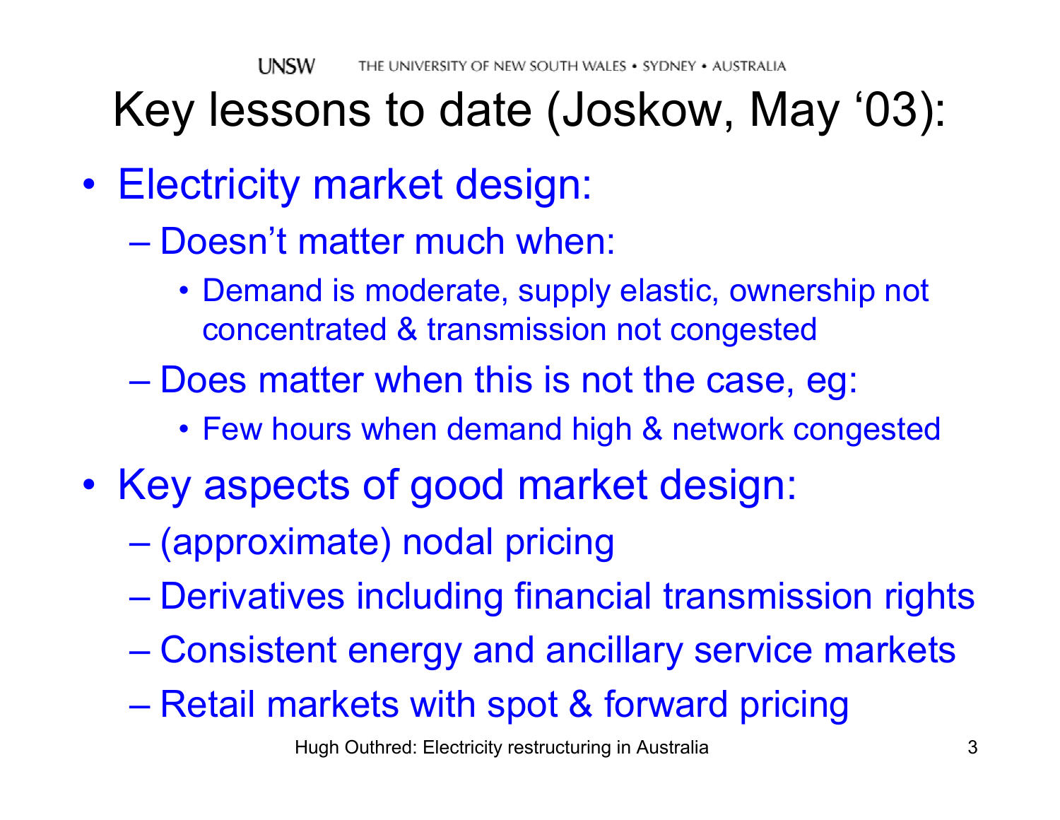# Key lessons to date (Joskow, May '03):

- Electricity market design:
  - Doesn't matter much when:
    - Demand is moderate, supply elastic, ownership not concentrated & transmission not congested
  - Does matter when this is not the case, eg:
    - Few hours when demand high & network congested
- Key aspects of good market design:
  - (approximate) nodal pricing
  - Derivatives including financial transmission rights
  - Consistent energy and ancillary service markets
  - Retail markets with spot & forward pricing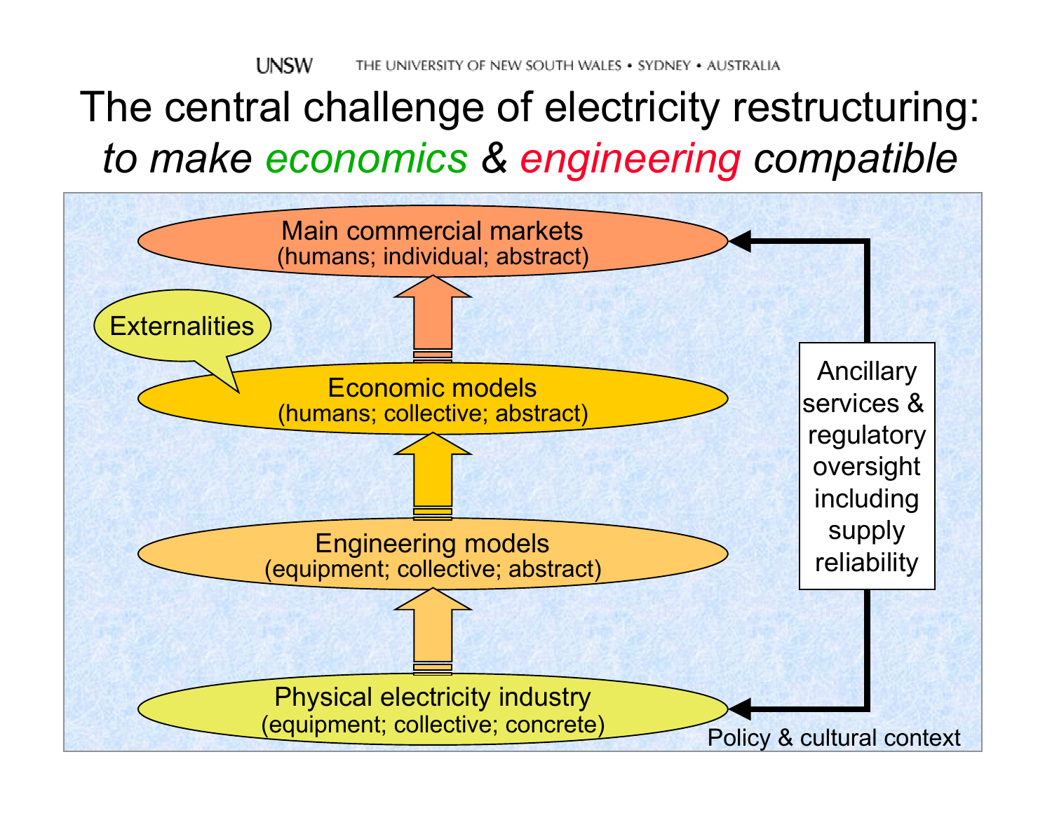# The central challenge of electricity restructuring: *to make economics & engineering compatible*

Main commercial markets
(humans; individual; abstract)

Externalities

Economic models
(humans; collective; abstract)

Engineering models
(equipment; collective; abstract)

Physical electricity industry
(equipment; collective; concrete)

Ancillary services & regulatory oversight including supply reliability

Policy & cultural context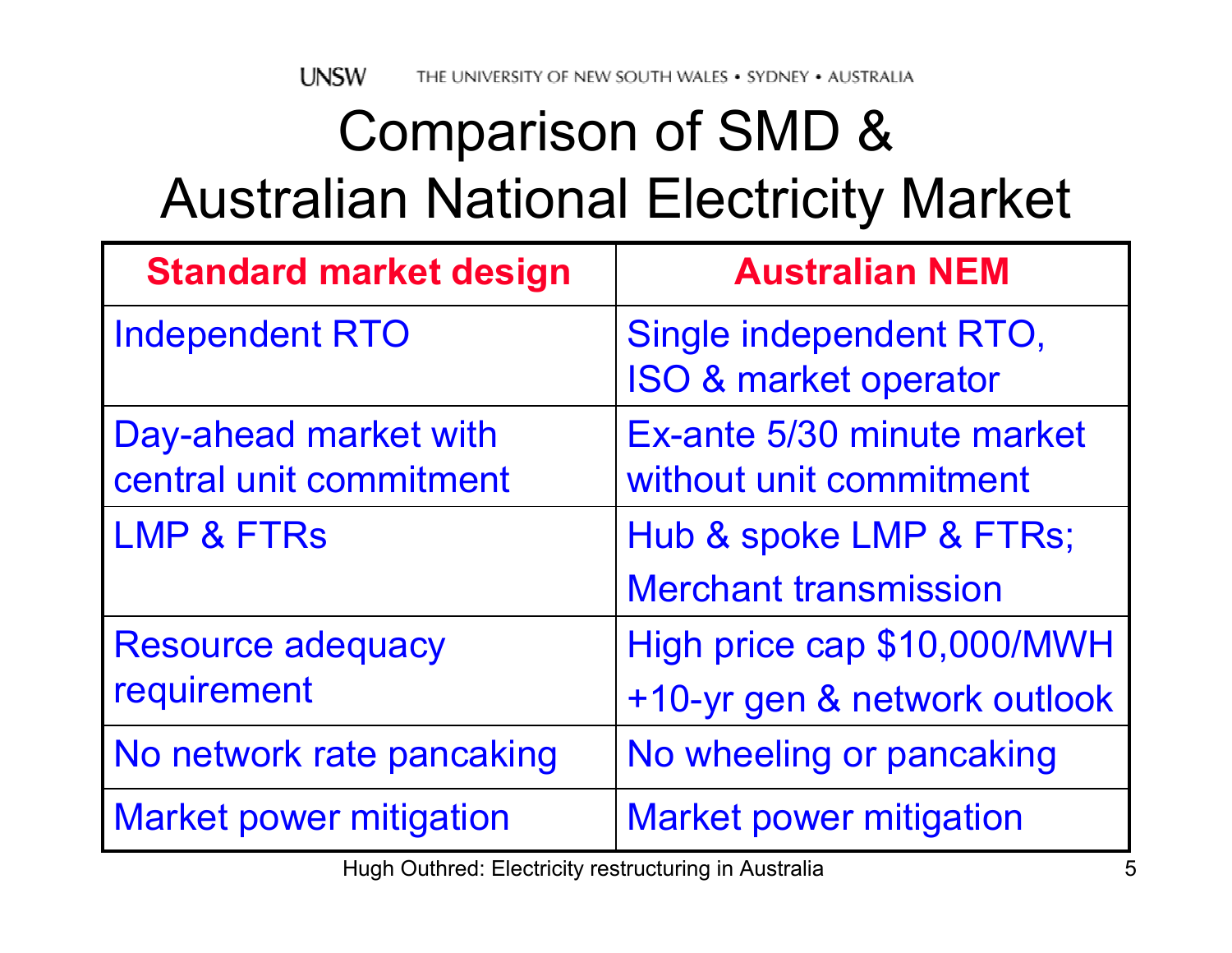# Comparison of SMD & Australian National Electricity Market

| Standard market design | Australian NEM |
|---|---|
| Independent RTO | Single independent RTO, ISO & market operator |
| Day-ahead market with central unit commitment | Ex-ante 5/30 minute market without unit commitment |
| LMP & FTRs | Hub & spoke LMP & FTRs; Merchant transmission |
| Resource adequacy requirement | High price cap $10,000/MWH +10-yr gen & network outlook |
| No network rate pancaking | No wheeling or pancaking |
| Market power mitigation | Market power mitigation |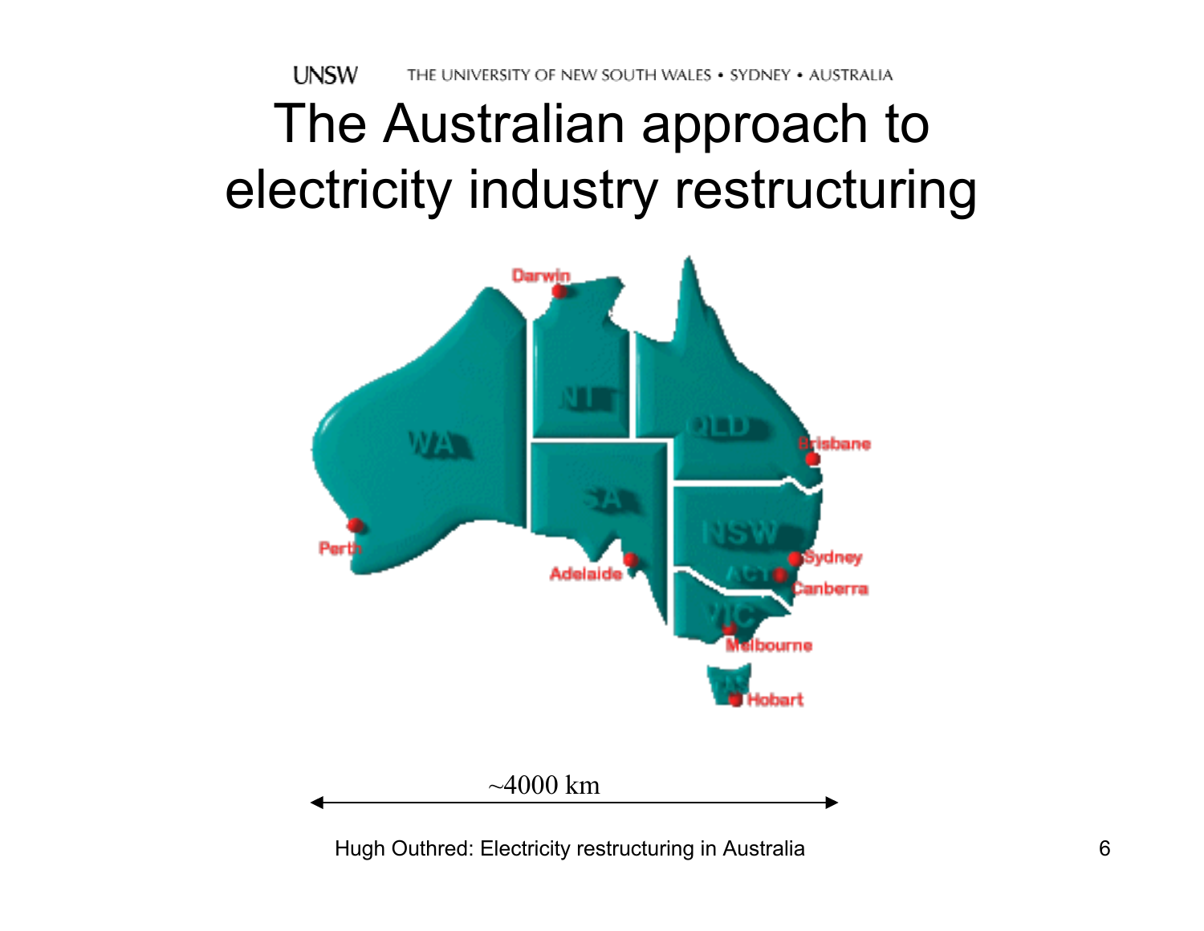# The Australian approach to electricity industry restructuring

~4000 km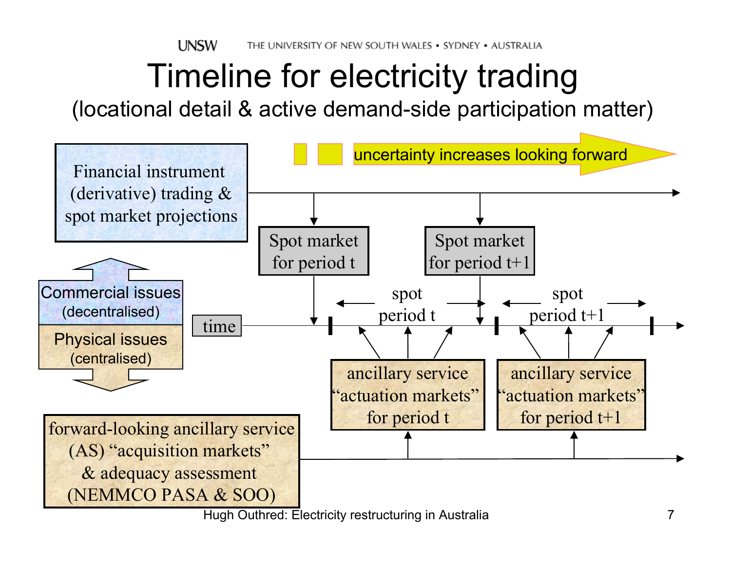# Timeline for electricity trading

(locational detail & active demand-side participation matter)

uncertainty increases looking forward

Financial instrument (derivative) trading & spot market projections

Commercial issues (decentralised)

Physical issues (centralised)

time

Spot market for period t

Spot market for period t+1

spot period t

spot period t+1

ancillary service "actuation markets" for period t

ancillary service "actuation markets" for period t+1

forward-looking ancillary service (AS) "acquisition markets" & adequacy assessment (NEMMCO PASA & SOO)

Hugh Outhred: Electricity restructuring in Australia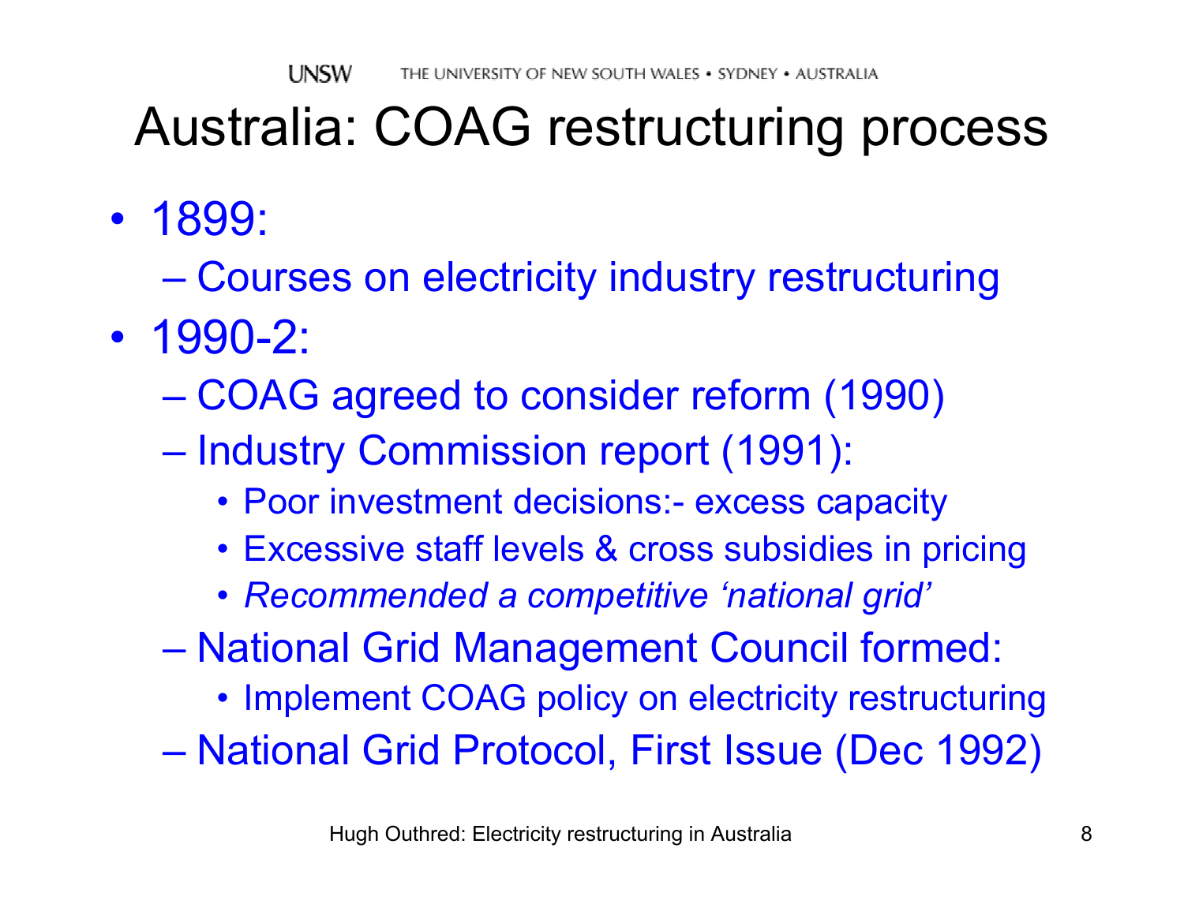# Australia: COAG restructuring process

- 1899:
  - Courses on electricity industry restructuring
- 1990-2:
  - COAG agreed to consider reform (1990)
  - Industry Commission report (1991):
    - Poor investment decisions:- excess capacity
    - Excessive staff levels & cross subsidies in pricing
    - *Recommended a competitive 'national grid'*
  - National Grid Management Council formed:
    - Implement COAG policy on electricity restructuring
  - National Grid Protocol, First Issue (Dec 1992)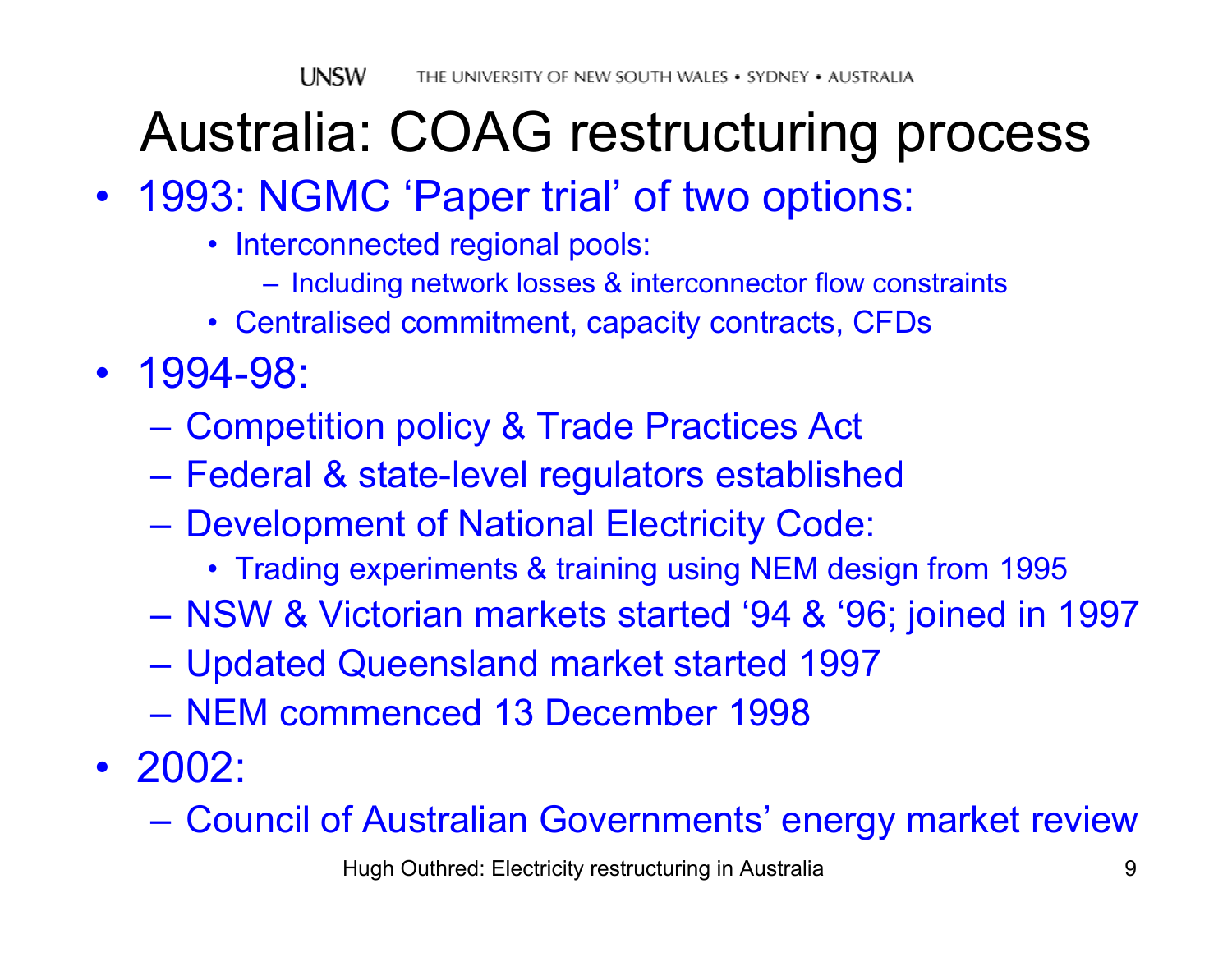# Australia: COAG restructuring process

- 1993: NGMC 'Paper trial' of two options:
  - Interconnected regional pools:
    - Including network losses & interconnector flow constraints
  - Centralised commitment, capacity contracts, CFDs
- 1994-98:
  - Competition policy & Trade Practices Act
  - Federal & state-level regulators established
  - Development of National Electricity Code:
    - Trading experiments & training using NEM design from 1995
  - NSW & Victorian markets started '94 & '96; joined in 1997
  - Updated Queensland market started 1997
  - NEM commenced 13 December 1998
- 2002:
  - Council of Australian Governments' energy market review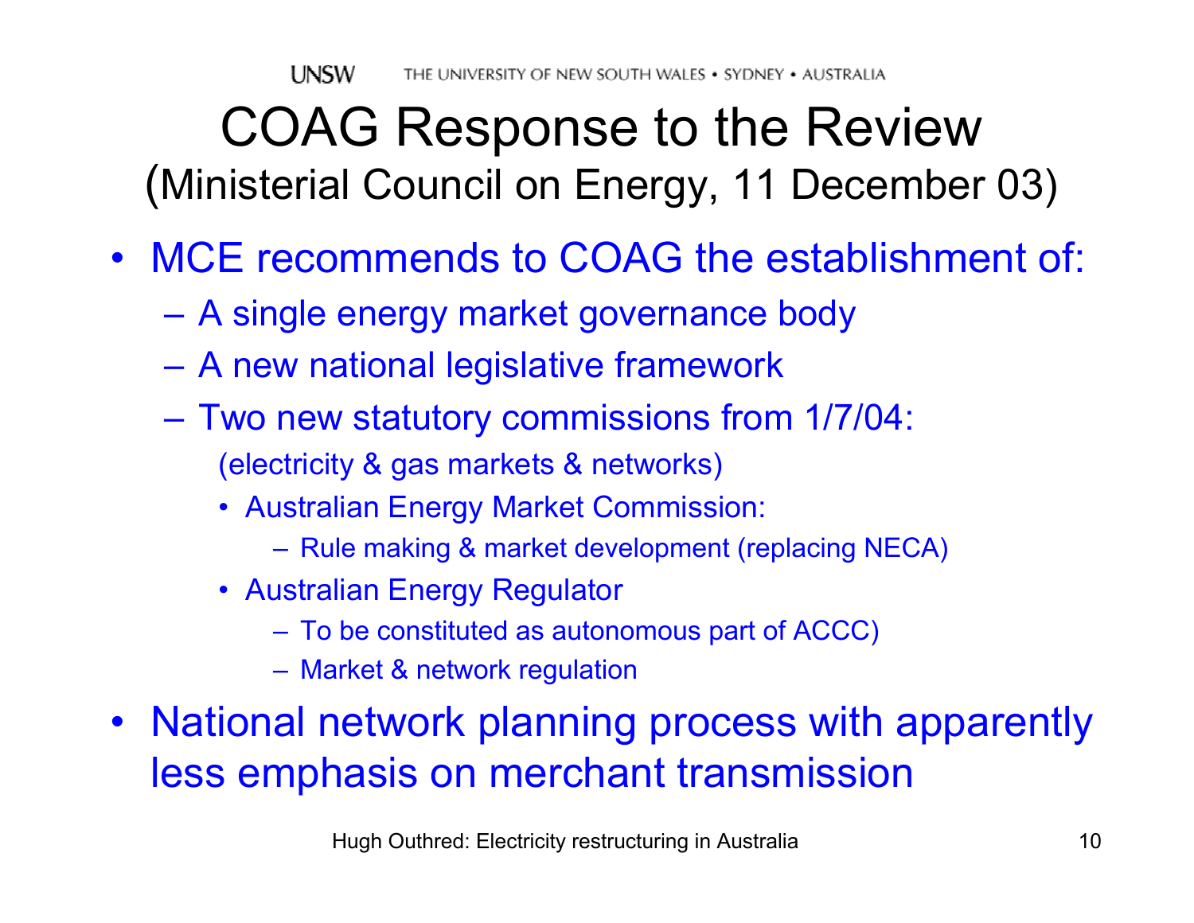# COAG Response to the Review

(Ministerial Council on Energy, 11 December 03)

- MCE recommends to COAG the establishment of:
  - A single energy market governance body
  - A new national legislative framework
  - Two new statutory commissions from 1/7/04:

    (electricity & gas markets & networks)

    - Australian Energy Market Commission:
      - Rule making & market development (replacing NECA)
    - Australian Energy Regulator
      - To be constituted as autonomous part of ACCC)
      - Market & network regulation
- National network planning process with apparently less emphasis on merchant transmission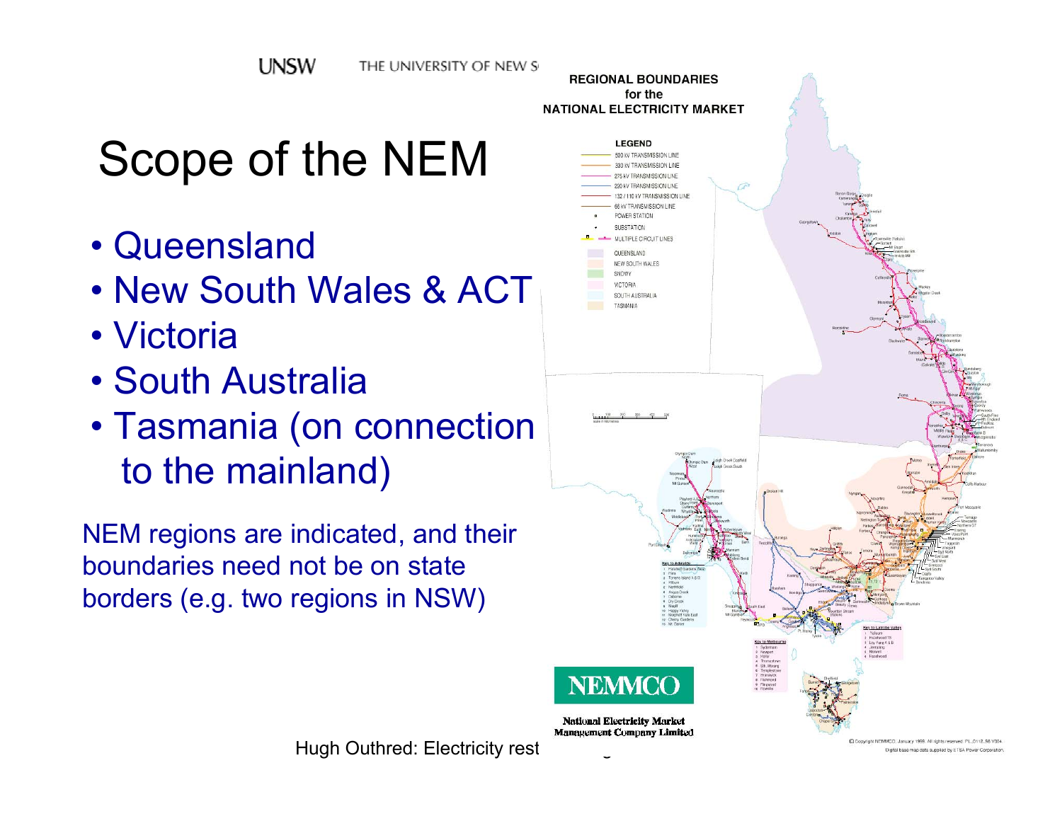# Scope of the NEM

- Queensland
- New South Wales & ACT
- Victoria
- South Australia
- Tasmania (on connection to the mainland)

NEM regions are indicated, and their boundaries need not be on state borders (e.g. two regions in NSW)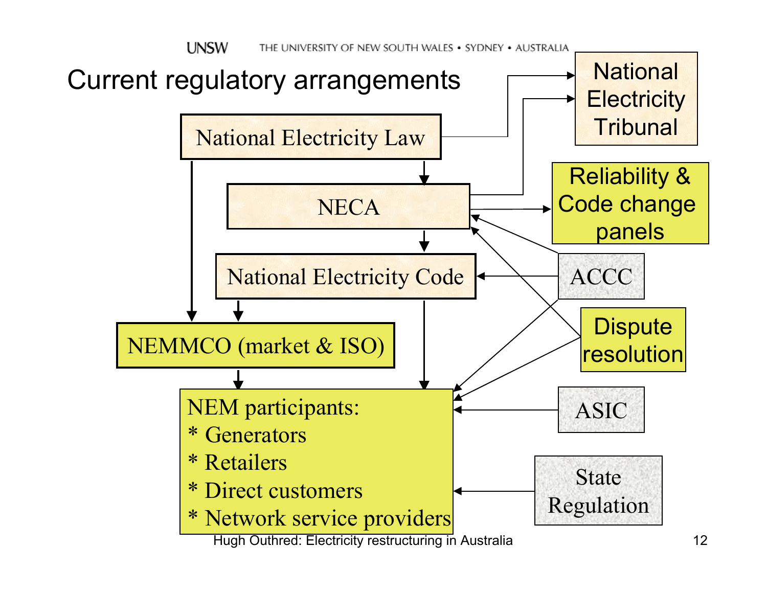# Current regulatory arrangements

National Electricity Law

NECA

National Electricity Code

NEMMCO (market & ISO)

NEM participants:
* Generators
* Retailers
* Direct customers
* Network service providers

National Electricity Tribunal

Reliability & Code change panels

ACCC

Dispute resolution

ASIC

State Regulation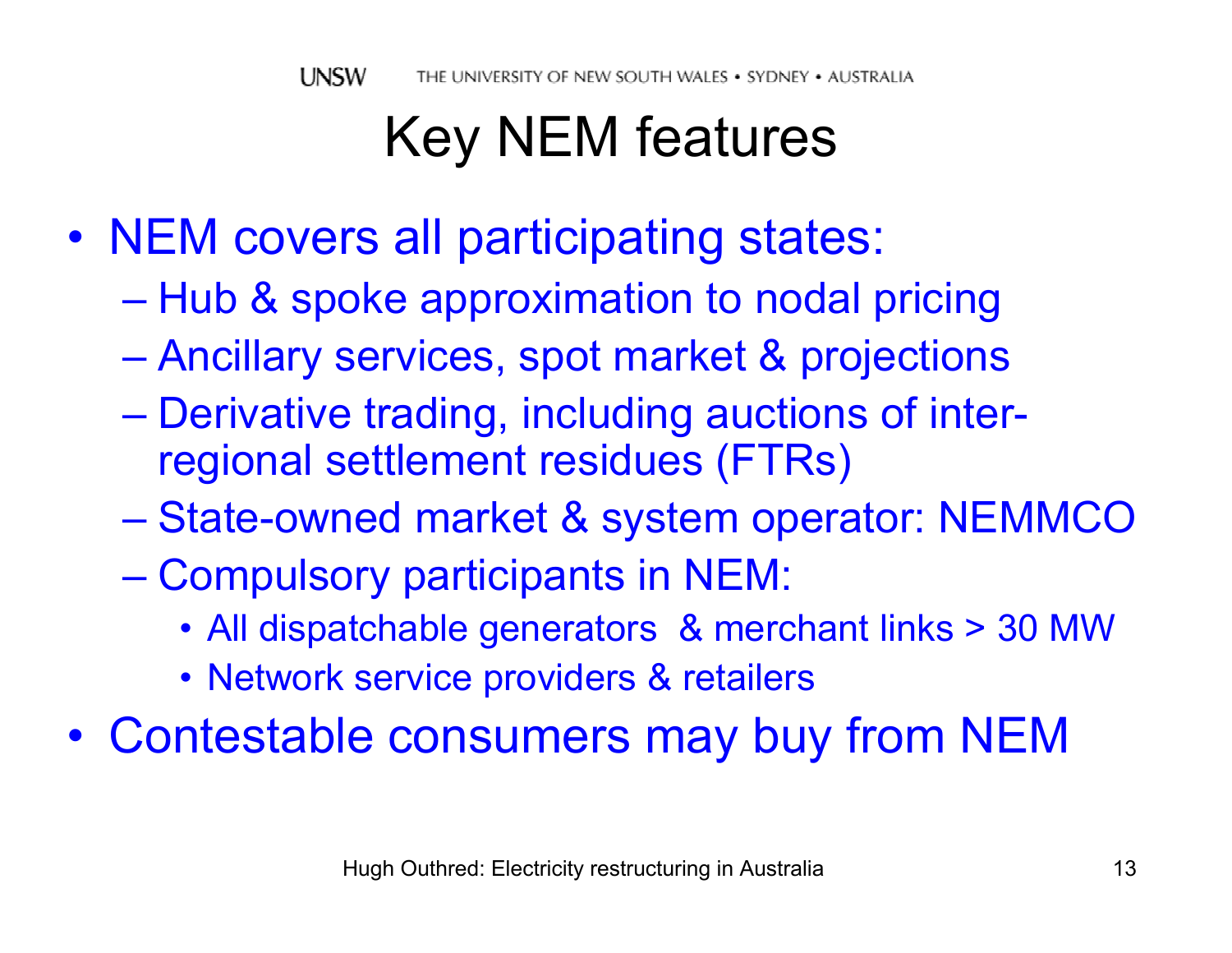# Key NEM features

- NEM covers all participating states:
  - Hub & spoke approximation to nodal pricing
  - Ancillary services, spot market & projections
  - Derivative trading, including auctions of inter-regional settlement residues (FTRs)
  - State-owned market & system operator: NEMMCO
  - Compulsory participants in NEM:
    - All dispatchable generators & merchant links > 30 MW
    - Network service providers & retailers
- Contestable consumers may buy from NEM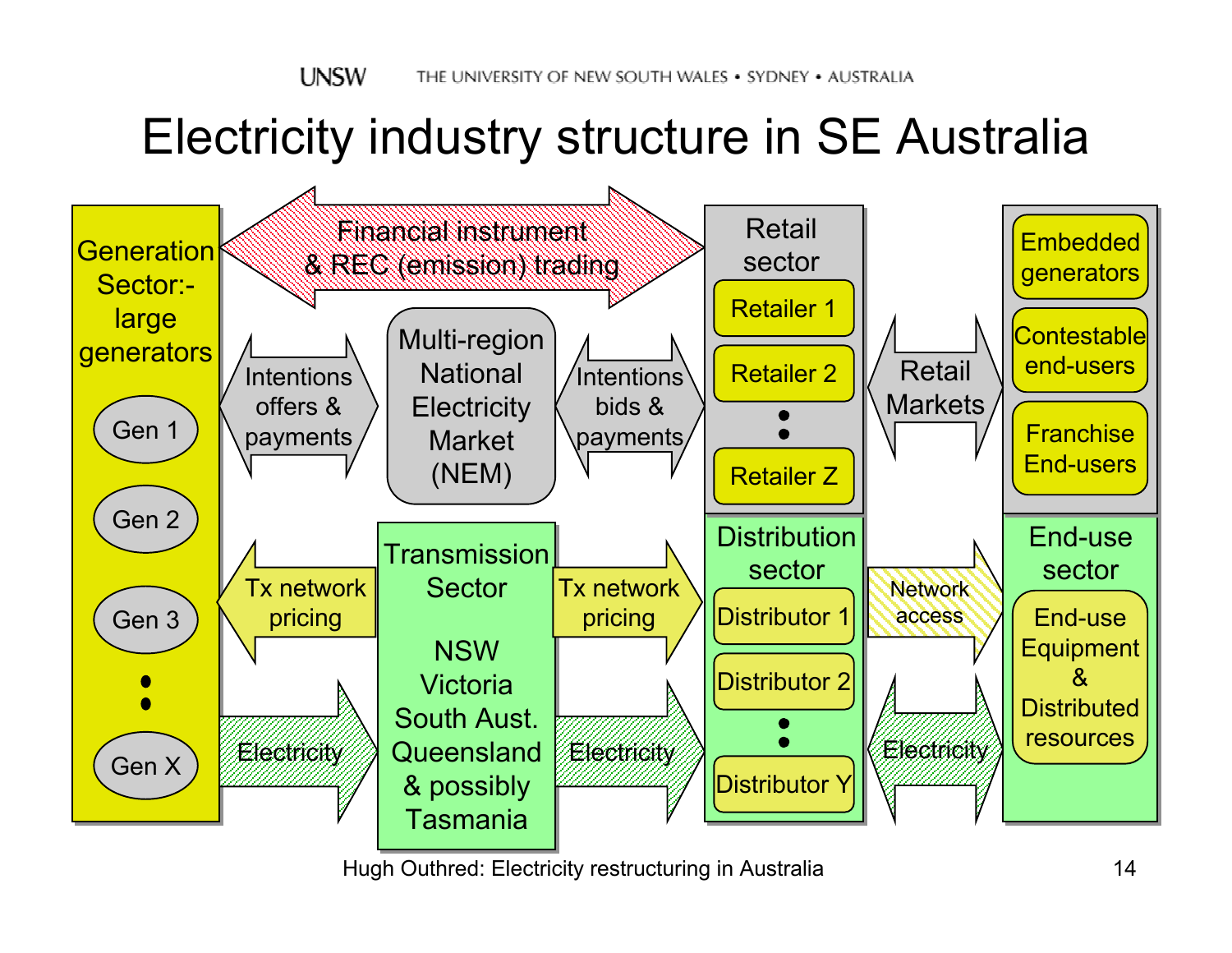# Electricity industry structure in SE Australia

**Generation Sector:- large generators**
- Gen 1
- Gen 2
- Gen 3
- :
- Gen X

Financial instrument & REC (emission) trading

Intentions offers & payments

Multi-region National Electricity Market (NEM)

Intentions bids & payments

**Retail sector**
- Retailer 1
- Retailer 2
- :
- Retailer Z

Retail Markets

- Embedded generators
- Contestable end-users
- Franchise End-users

Tx network pricing

**Transmission Sector**

NSW
Victoria
South Aust.
Queensland
& possibly Tasmania

Tx network pricing

**Distribution sector**
- Distributor 1
- Distributor 2
- :
- Distributor Y

Network access

**End-use sector**
- End-use Equipment & Distributed resources

Electricity

Electricity

Electricity

Hugh Outhred: Electricity restructuring in Australia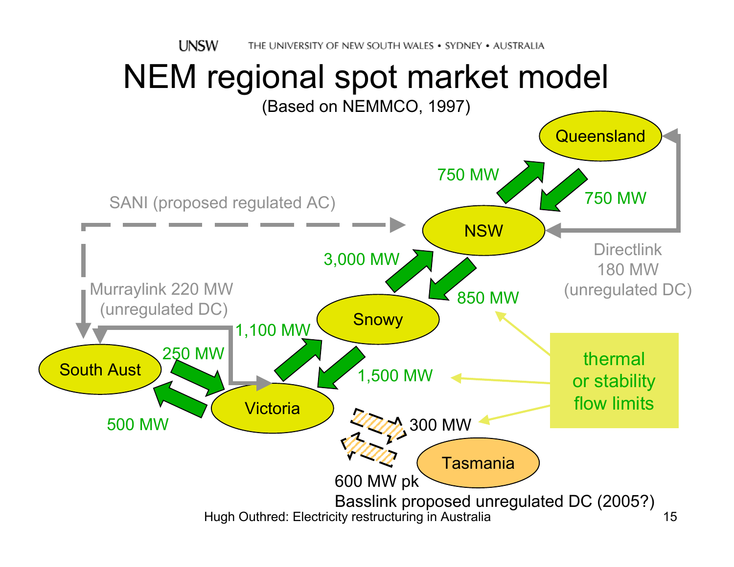# NEM regional spot market model

(Based on NEMMCO, 1997)

Queensland

750 MW

750 MW

SANI (proposed regulated AC)

NSW

Directlink 180 MW (unregulated DC)

3,000 MW

850 MW

Murraylink 220 MW (unregulated DC)

Snowy

1,100 MW

South Aust

250 MW

1,500 MW

Victoria

500 MW

thermal or stability flow limits

300 MW

Tasmania

600 MW pk

Basslink proposed unregulated DC (2005?)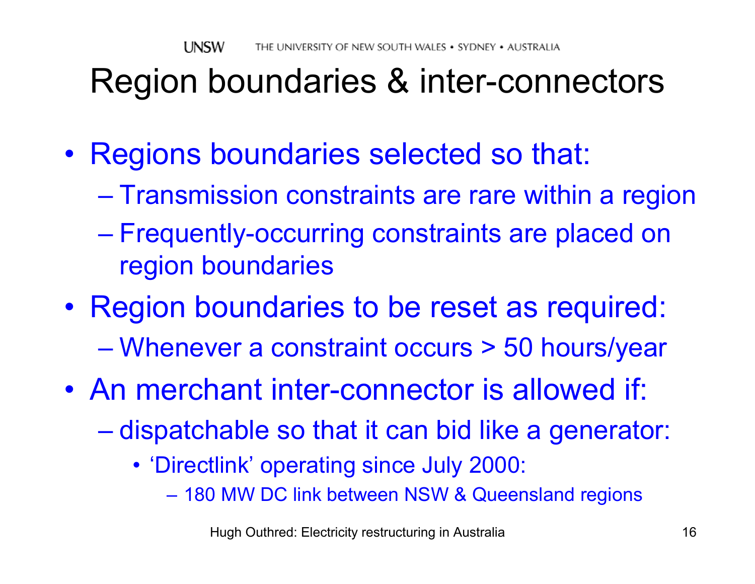# Region boundaries & inter-connectors

- Regions boundaries selected so that:
  - Transmission constraints are rare within a region
  - Frequently-occurring constraints are placed on region boundaries
- Region boundaries to be reset as required:
  - Whenever a constraint occurs > 50 hours/year
- An merchant inter-connector is allowed if:
  - dispatchable so that it can bid like a generator:
    - 'Directlink' operating since July 2000:
      - 180 MW DC link between NSW & Queensland regions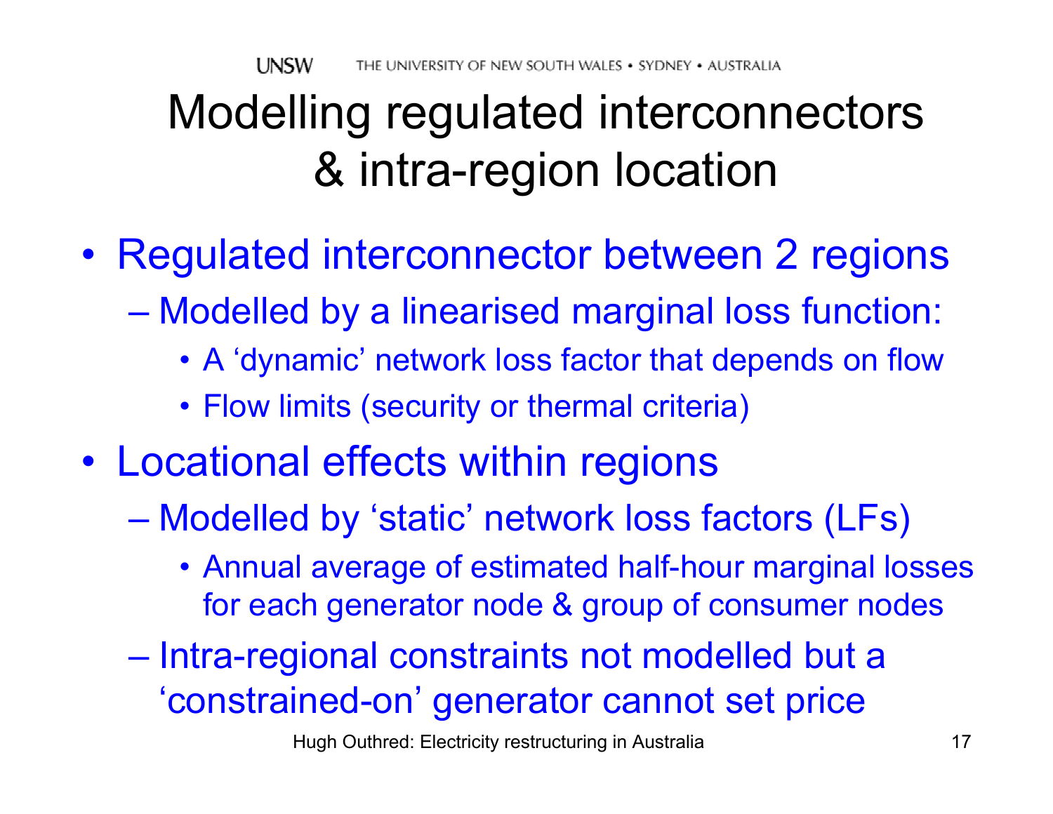# Modelling regulated interconnectors & intra-region location

- Regulated interconnector between 2 regions
  - Modelled by a linearised marginal loss function:
    - A 'dynamic' network loss factor that depends on flow
    - Flow limits (security or thermal criteria)
- Locational effects within regions
  - Modelled by 'static' network loss factors (LFs)
    - Annual average of estimated half-hour marginal losses for each generator node & group of consumer nodes
  - Intra-regional constraints not modelled but a 'constrained-on' generator cannot set price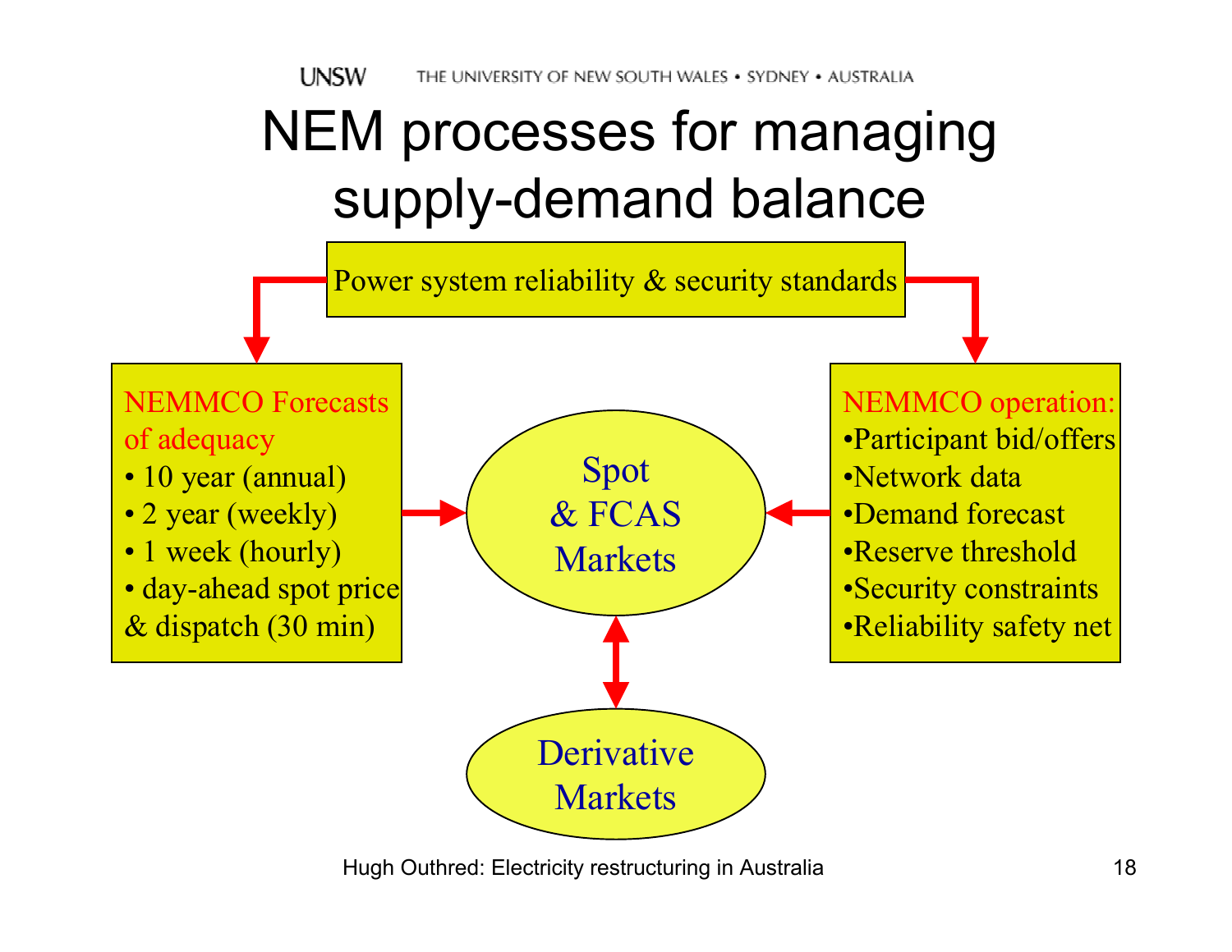# NEM processes for managing supply-demand balance

Power system reliability & security standards

**NEMMCO Forecasts of adequacy**

- 10 year (annual)
- 2 year (weekly)
- 1 week (hourly)
- day-ahead spot price & dispatch (30 min)

Spot & FCAS Markets

**NEMMCO operation:**

- Participant bid/offers
- Network data
- Demand forecast
- Reserve threshold
- Security constraints
- Reliability safety net

Derivative Markets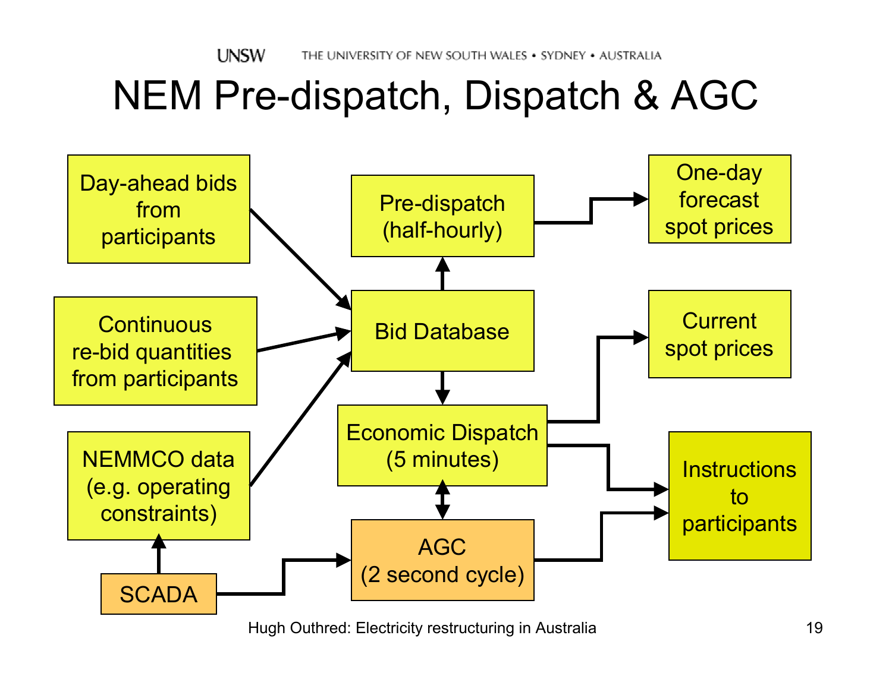# NEM Pre-dispatch, Dispatch & AGC

Day-ahead bids from participants

Continuous re-bid quantities from participants

NEMMCO data (e.g. operating constraints)

SCADA

Pre-dispatch (half-hourly)

Bid Database

Economic Dispatch (5 minutes)

AGC (2 second cycle)

One-day forecast spot prices

Current spot prices

Instructions to participants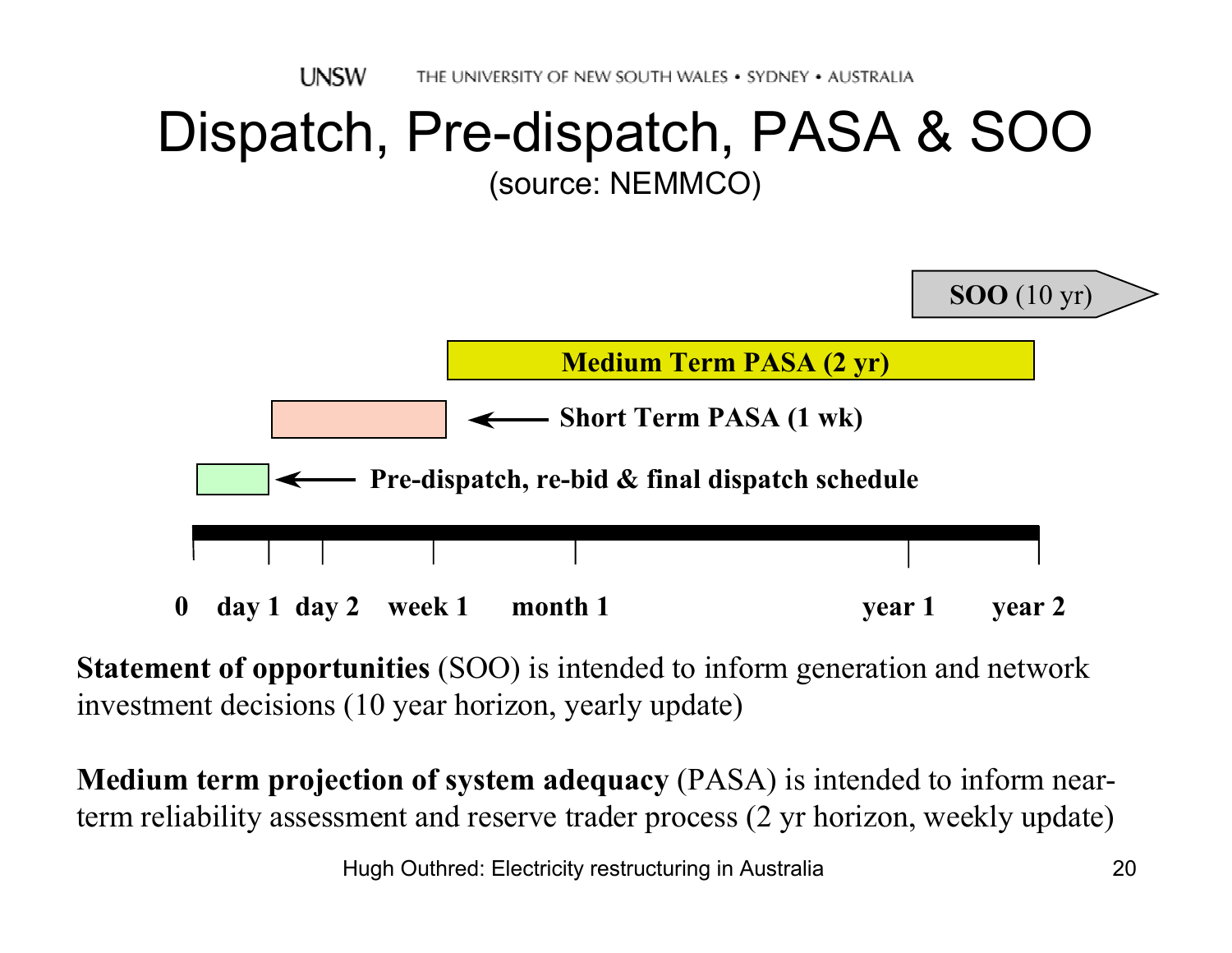# Dispatch, Pre-dispatch, PASA & SOO

(source: NEMMCO)

**SOO** (10 yr)

**Medium Term PASA (2 yr)**

**Short Term PASA (1 wk)**

**Pre-dispatch, re-bid & final dispatch schedule**

**0 day 1 day 2 week 1 month 1 year 1 year 2**

**Statement of opportunities** (SOO) is intended to inform generation and network investment decisions (10 year horizon, yearly update)

**Medium term projection of system adequacy** (PASA) is intended to inform near-term reliability assessment and reserve trader process (2 yr horizon, weekly update)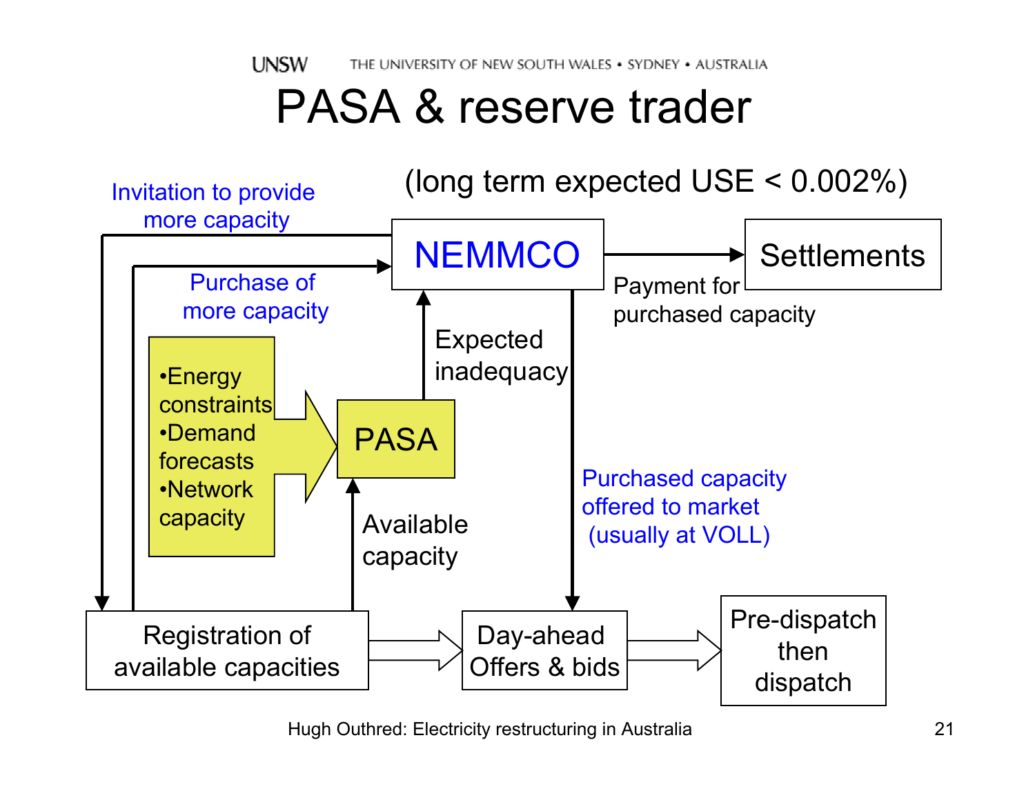# PASA & reserve trader

(long term expected USE < 0.002%)

- Invitation to provide more capacity
- Purchase of more capacity
- NEMMCO
- Settlements
- Payment for purchased capacity
- Expected inadequacy
- •Energy constraints
- •Demand forecasts
- •Network capacity
- PASA
- Available capacity
- Purchased capacity offered to market (usually at VOLL)
- Registration of available capacities
- Day-ahead Offers & bids
- Pre-dispatch then dispatch

Hugh Outhred: Electricity restructuring in Australia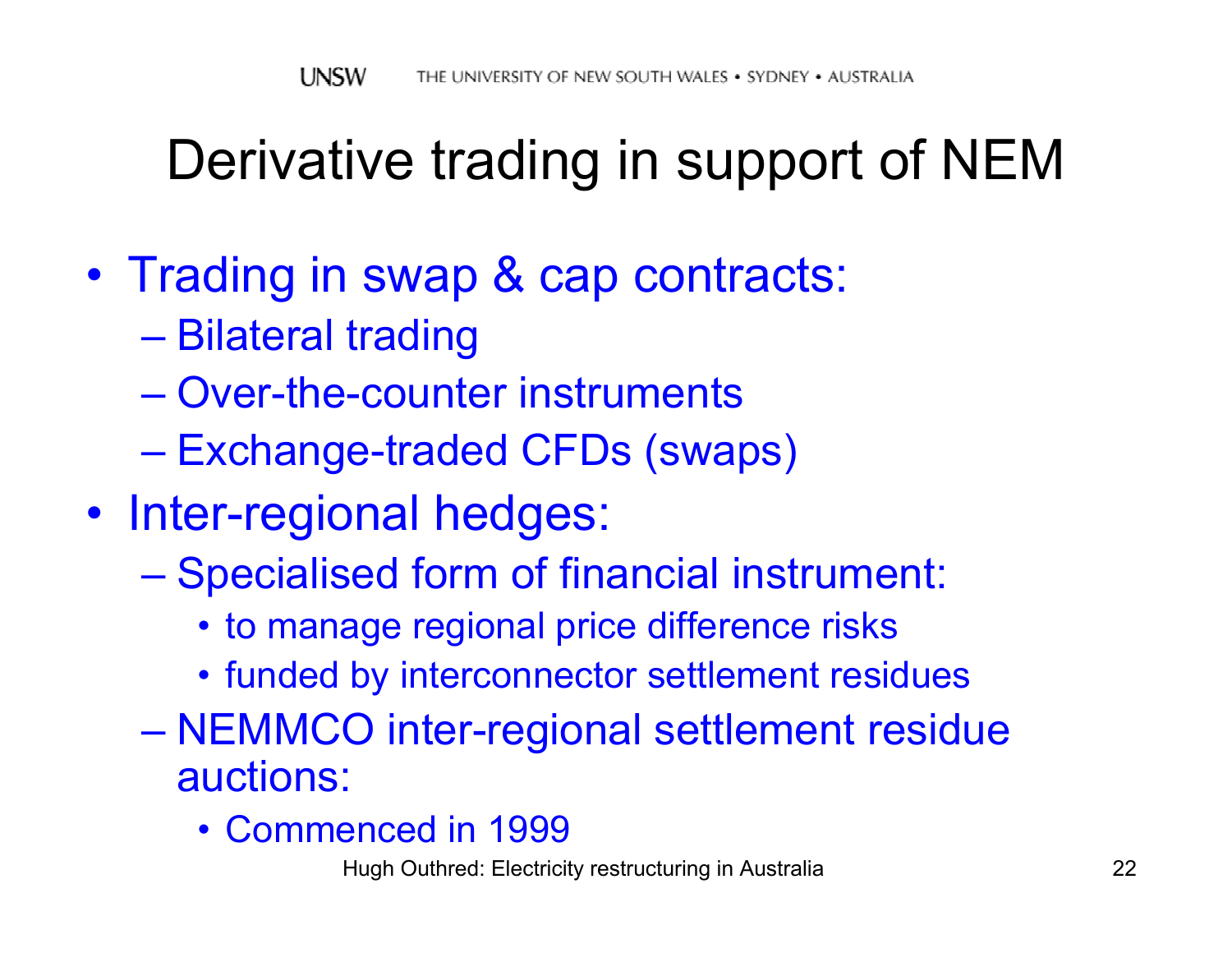# Derivative trading in support of NEM

- Trading in swap & cap contracts:
  - Bilateral trading
  - Over-the-counter instruments
  - Exchange-traded CFDs (swaps)
- Inter-regional hedges:
  - Specialised form of financial instrument:
    - to manage regional price difference risks
    - funded by interconnector settlement residues
  - NEMMCO inter-regional settlement residue auctions:
    - Commenced in 1999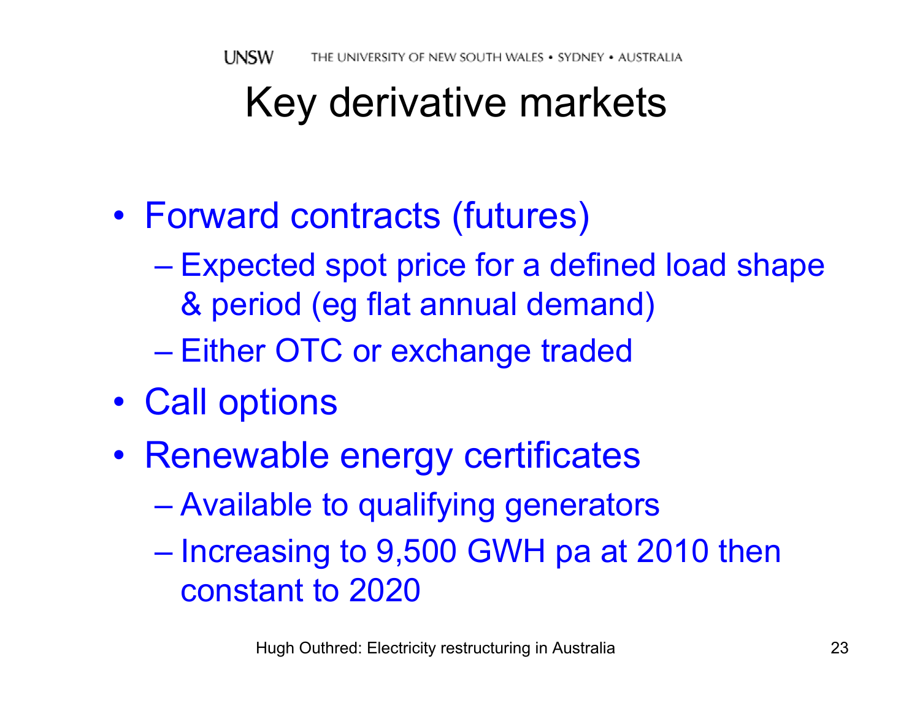# Key derivative markets

- Forward contracts (futures)
  - Expected spot price for a defined load shape & period (eg flat annual demand)
  - Either OTC or exchange traded
- Call options
- Renewable energy certificates
  - Available to qualifying generators
  - Increasing to 9,500 GWH pa at 2010 then constant to 2020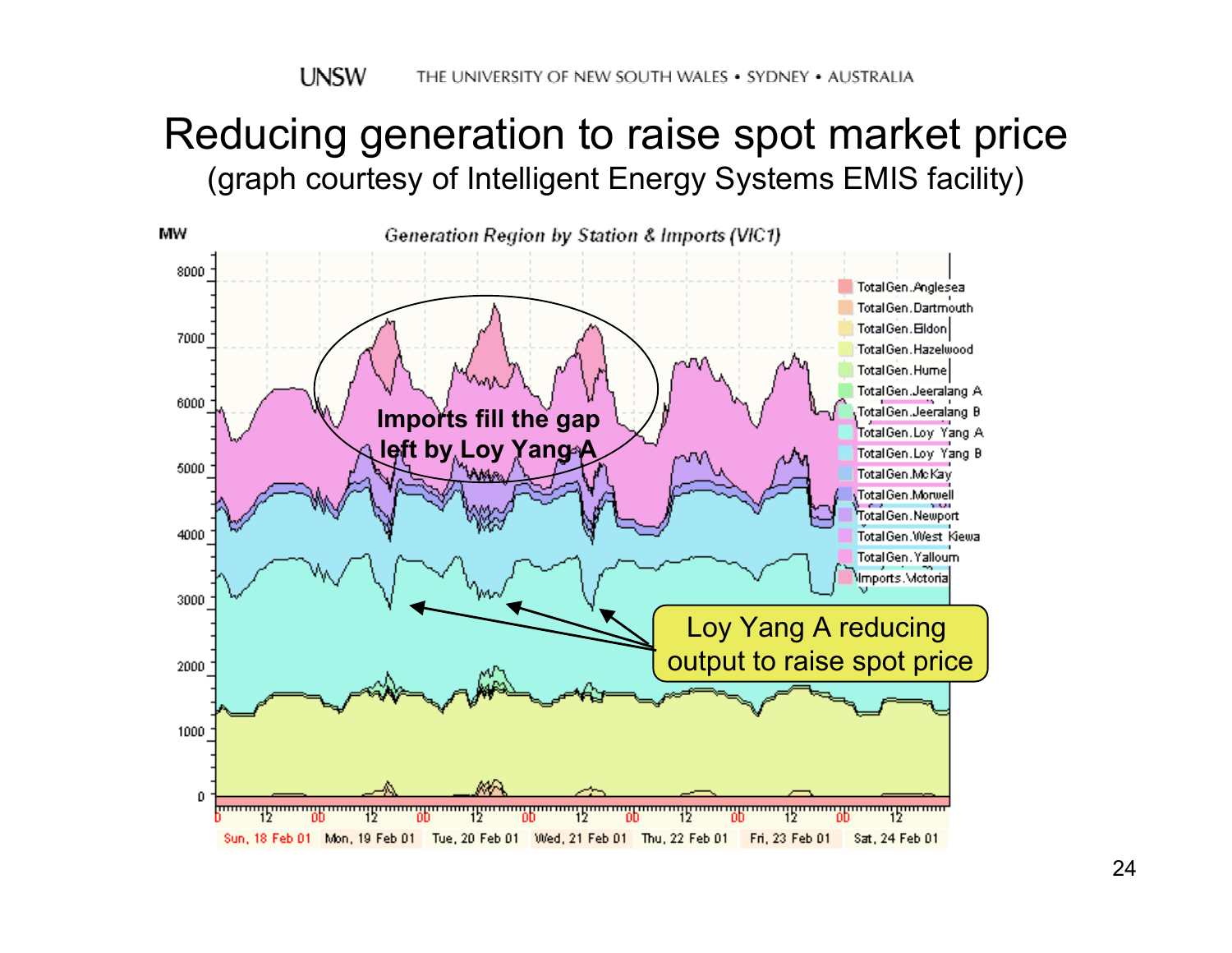# Reducing generation to raise spot market price

(graph courtesy of Intelligent Energy Systems EMIS facility)

Generation Region by Station & Imports (VIC1)

Imports fill the gap left by Loy Yang A

Loy Yang A reducing output to raise spot price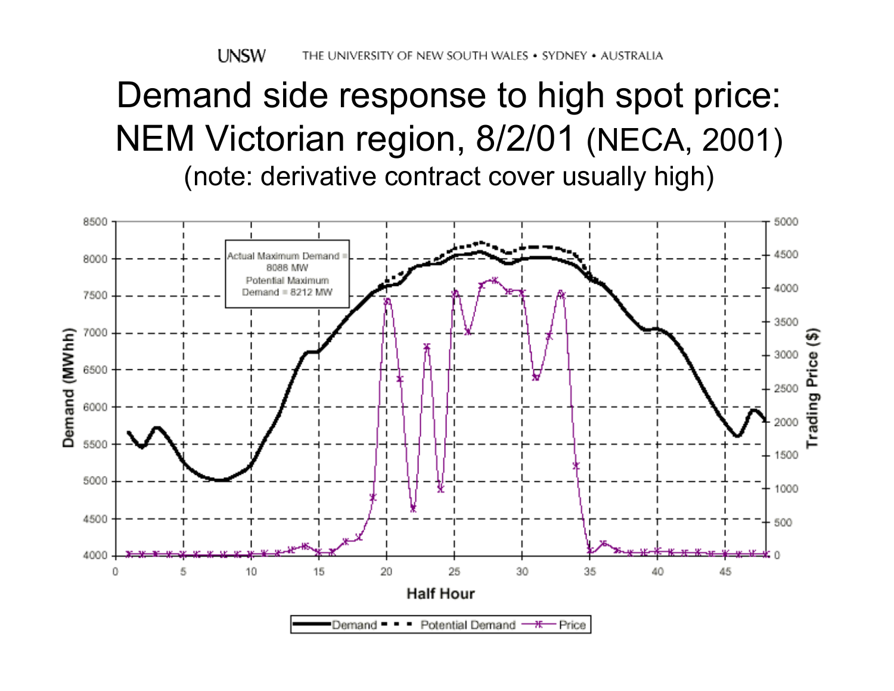# Demand side response to high spot price: NEM Victorian region, 8/2/01 (NECA, 2001)

(note: derivative contract cover usually high)

Actual Maximum Demand = 8088 MW

Potential Maximum Demand = 8212 MW

Demand (MWhh)

Trading Price ($)

Half Hour

Demand — Potential Demand — Price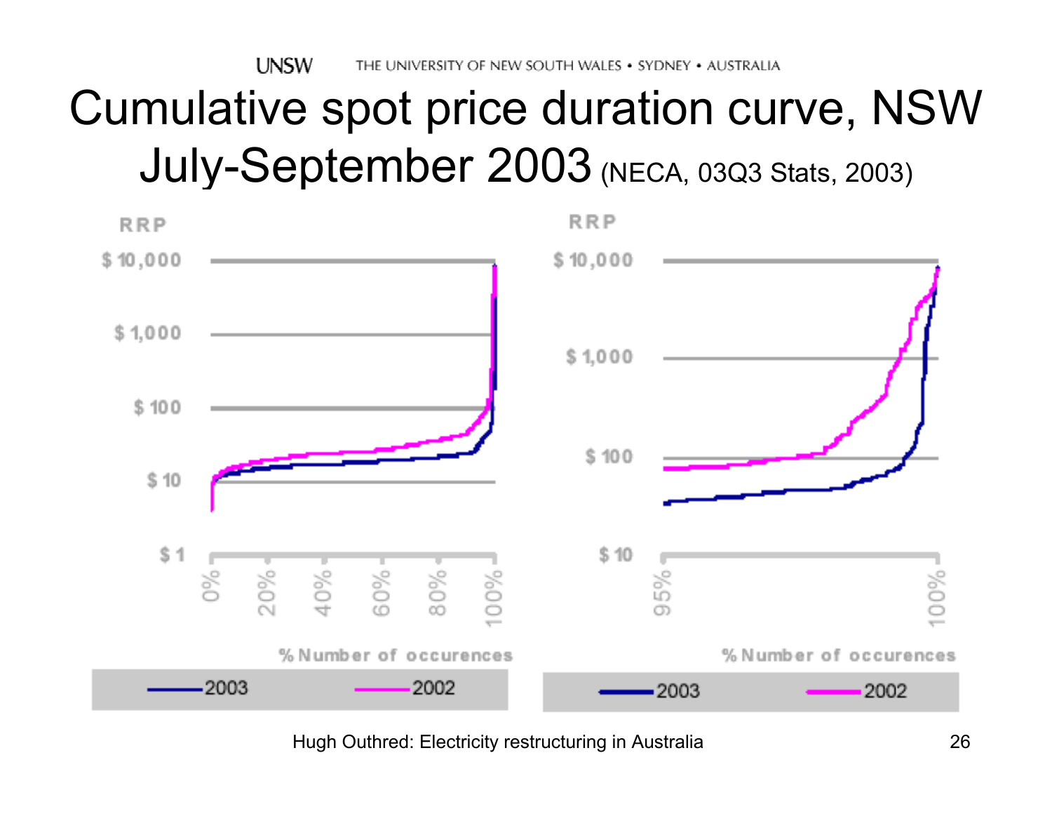# Cumulative spot price duration curve, NSW July-September 2003 (NECA, 03Q3 Stats, 2003)

RRP

$ 10,000

$ 1,000

$ 100

$ 10

$ 1

0% 20% 40% 60% 80% 100%

% Number of occurences

2003 2002

RRP

$ 10,000

$ 1,000

$ 100

$ 10

95% 100%

% Number of occurences

2003 2002

Hugh Outhred: Electricity restructuring in Australia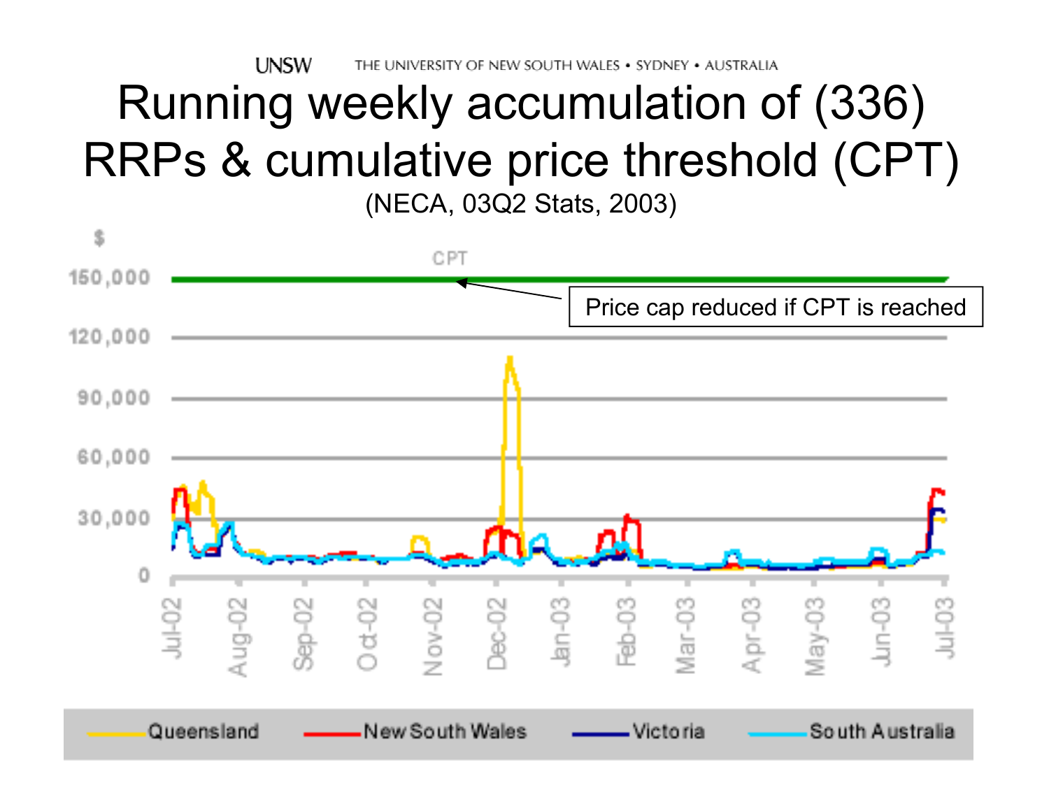# Running weekly accumulation of (336) RRPs & cumulative price threshold (CPT)

(NECA, 03Q2 Stats, 2003)

$

CPT

Price cap reduced if CPT is reached

150,000

120,000

90,000

60,000

30,000

0

Jul-02, Aug-02, Sep-02, Oct-02, Nov-02, Dec-02, Jan-03, Feb-03, Mar-03, Apr-03, May-03, Jun-03, Jul-03

Queensland — New South Wales — Victoria — South Australia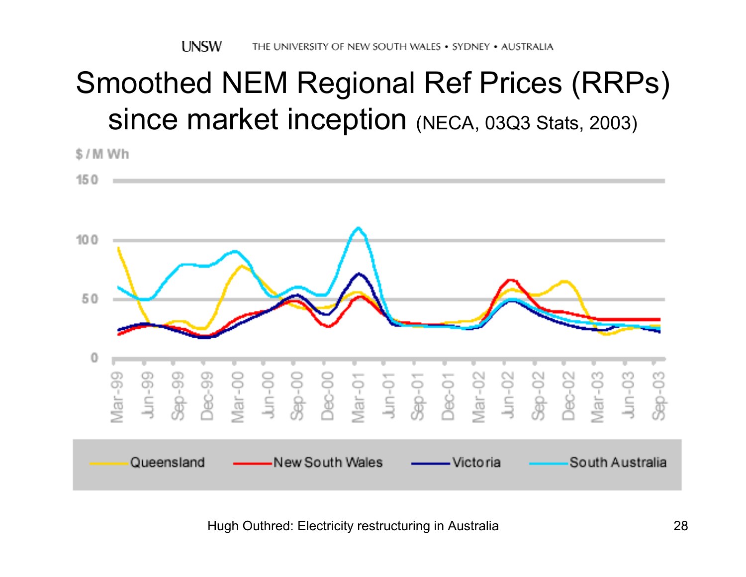# Smoothed NEM Regional Ref Prices (RRPs) since market inception (NECA, 03Q3 Stats, 2003)

$ / M Wh

150

100

50

0

Mar-99, Jun-99, Sep-99, Dec-99, Mar-00, Jun-00, Sep-00, Dec-00, Mar-01, Jun-01, Sep-01, Dec-01, Mar-02, Jun-02, Sep-02, Dec-02, Mar-03, Jun-03, Sep-03

Queensland — New South Wales — Victoria — South Australia

Hugh Outhred: Electricity restructuring in Australia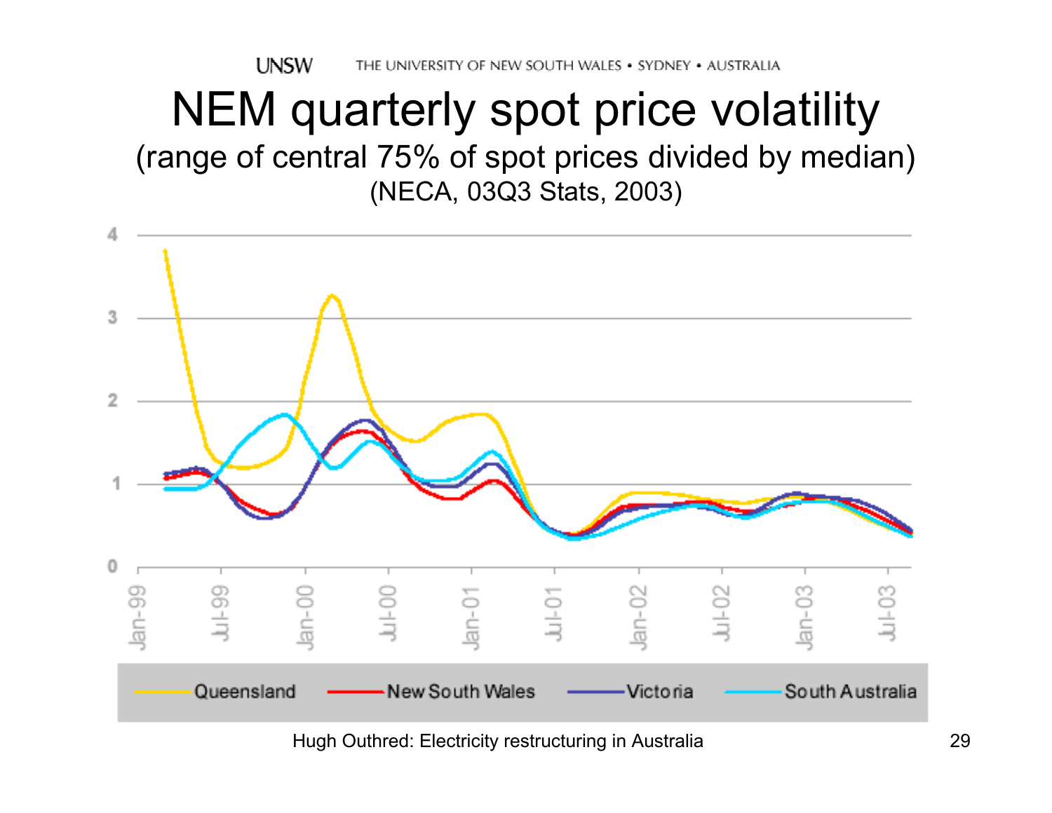# NEM quarterly spot price volatility

(range of central 75% of spot prices divided by median)

(NECA, 03Q3 Stats, 2003)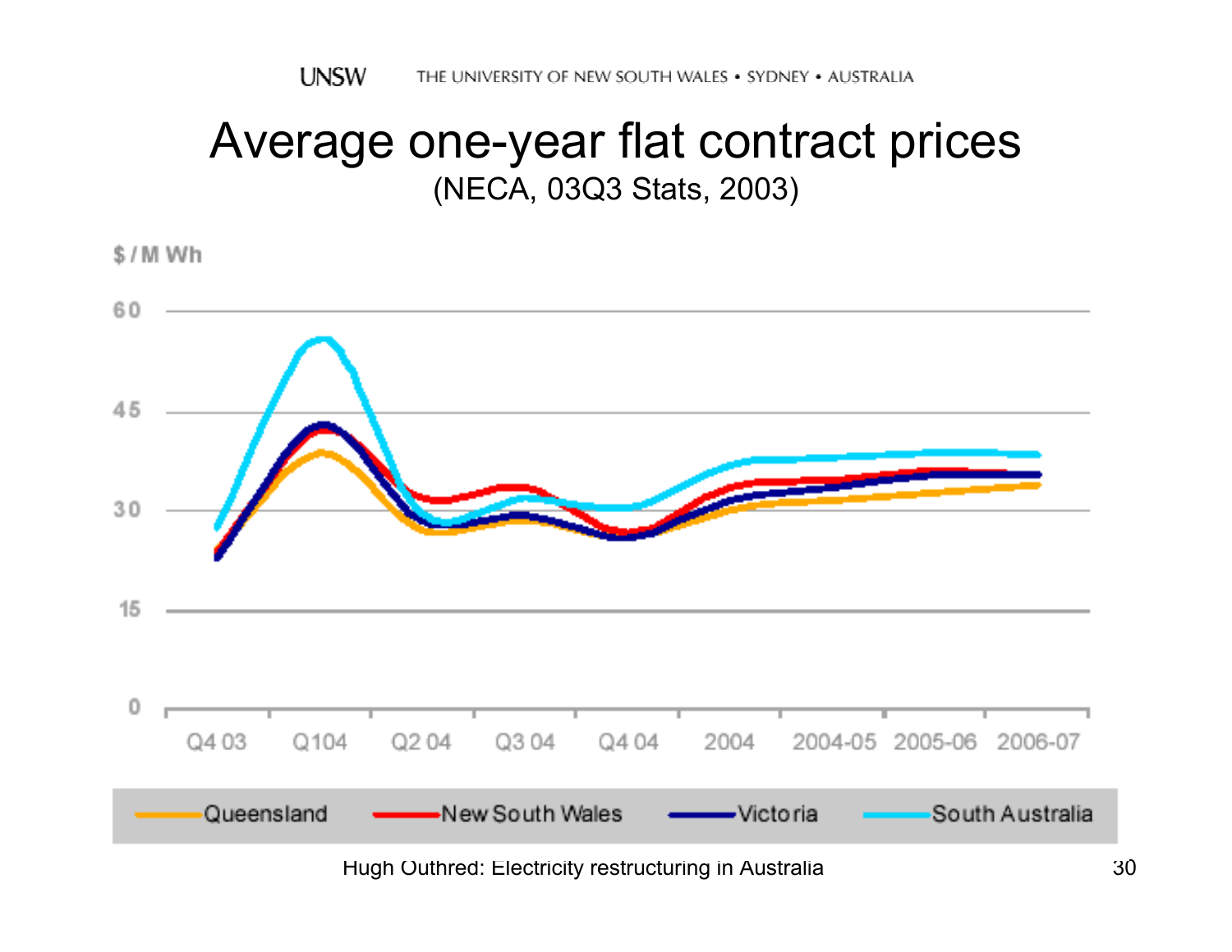# Average one-year flat contract prices

(NECA, 03Q3 Stats, 2003)

$ / M Wh

60

45

30

15

0

Q4 03 | Q104 | Q2 04 | Q3 04 | Q4 04 | 2004 | 2004-05 | 2005-06 | 2006-07

Queensland | New South Wales | Victoria | South Australia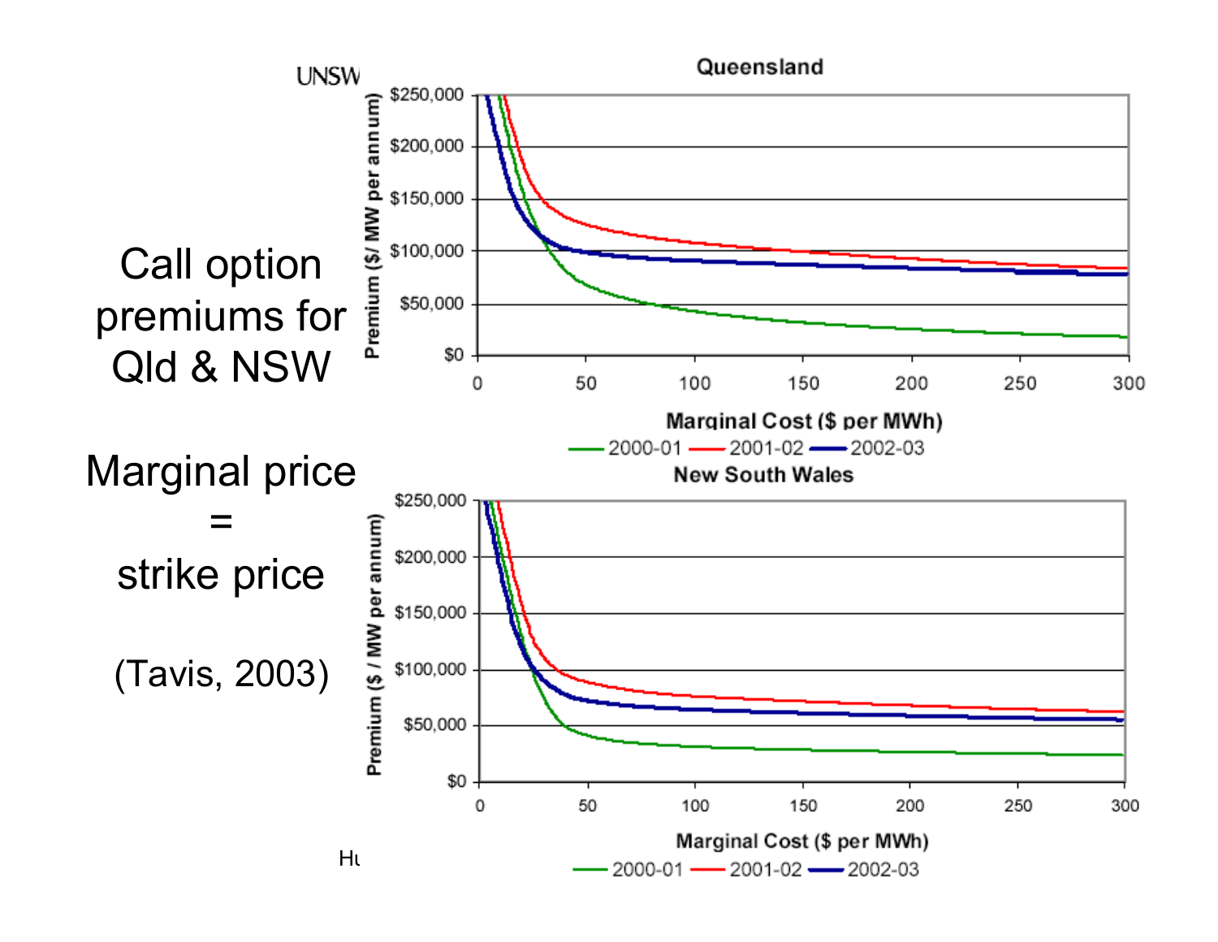Call option premiums for Qld & NSW

Marginal price = strike price

(Tavis, 2003)

**Queensland**

Premium ($/ MW per annum) vs. Marginal Cost ($ per MWh)

Legend: 2000-01, 2001-02, 2002-03

**New South Wales**

Premium ($ / MW per annum) vs. Marginal Cost ($ per MWh)

Legend: 2000-01, 2001-02, 2002-03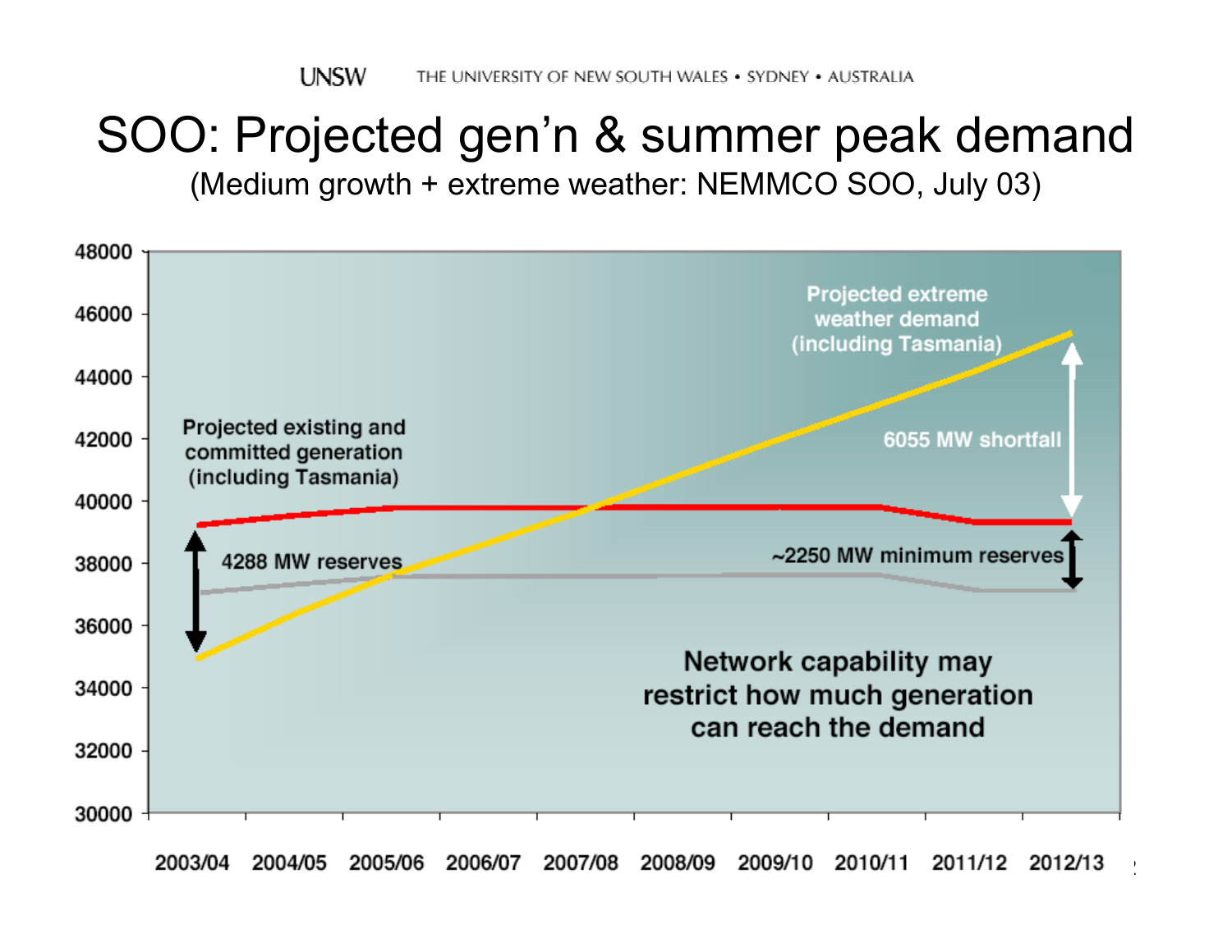# SOO: Projected gen'n & summer peak demand

(Medium growth + extreme weather: NEMMCO SOO, July 03)

Projected extreme weather demand (including Tasmania)

Projected existing and committed generation (including Tasmania)

6055 MW shortfall

4288 MW reserves

~2250 MW minimum reserves

Network capability may restrict how much generation can reach the demand

48000, 46000, 44000, 42000, 40000, 38000, 36000, 34000, 32000, 30000

2003/04 2004/05 2005/06 2006/07 2007/08 2008/09 2009/10 2010/11 2011/12 2012/13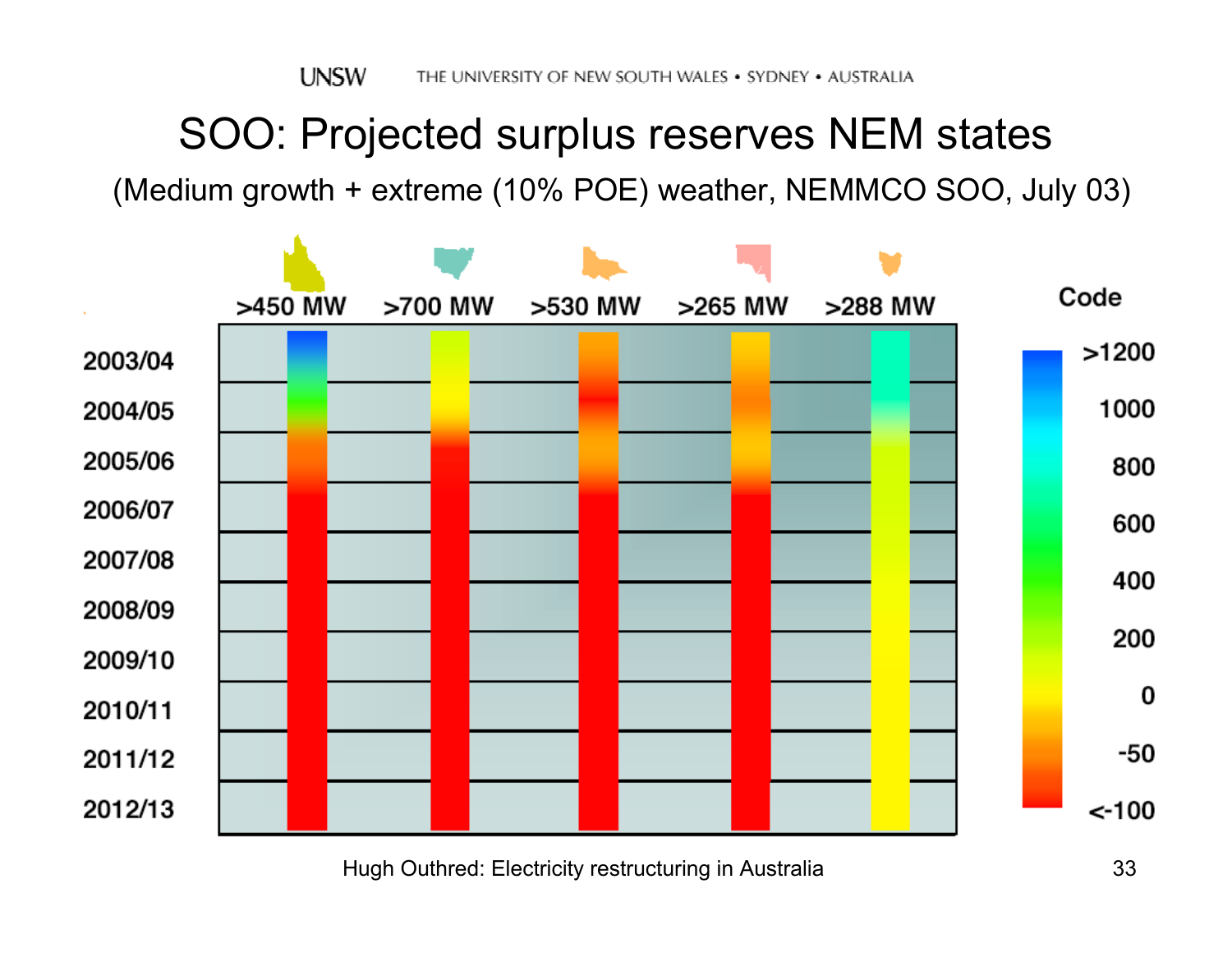# SOO: Projected surplus reserves NEM states

(Medium growth + extreme (10% POE) weather, NEMMCO SOO, July 03)

| | >450 MW | >700 MW | >530 MW | >265 MW | >288 MW |
|---|---|---|---|---|---|
| 2003/04 | | | | | |
| 2004/05 | | | | | |
| 2005/06 | | | | | |
| 2006/07 | | | | | |
| 2007/08 | | | | | |
| 2008/09 | | | | | |
| 2009/10 | | | | | |
| 2010/11 | | | | | |
| 2011/12 | | | | | |
| 2012/13 | | | | | |

Code: >1200, 1000, 800, 600, 400, 200, 0, -50, <-100

Hugh Outhred: Electricity restructuring in Australia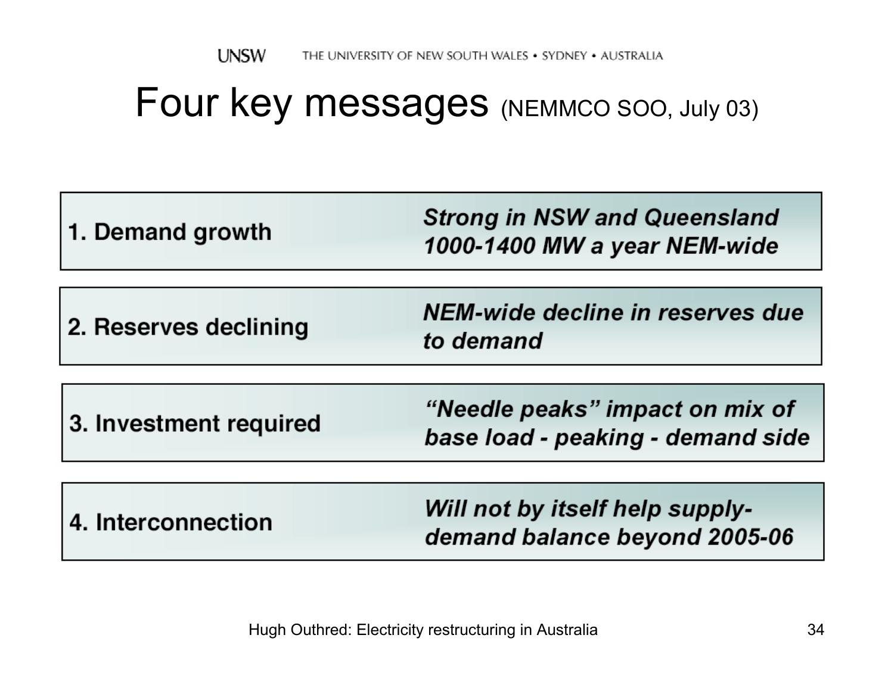# Four key messages (NEMMCO SOO, July 03)

| | |
|---|---|
| **1. Demand growth** | ***Strong in NSW and Queensland 1000-1400 MW a year NEM-wide*** |
| **2. Reserves declining** | ***NEM-wide decline in reserves due to demand*** |
| **3. Investment required** | ***"Needle peaks" impact on mix of base load - peaking - demand side*** |
| **4. Interconnection** | ***Will not by itself help supply-demand balance beyond 2005-06*** |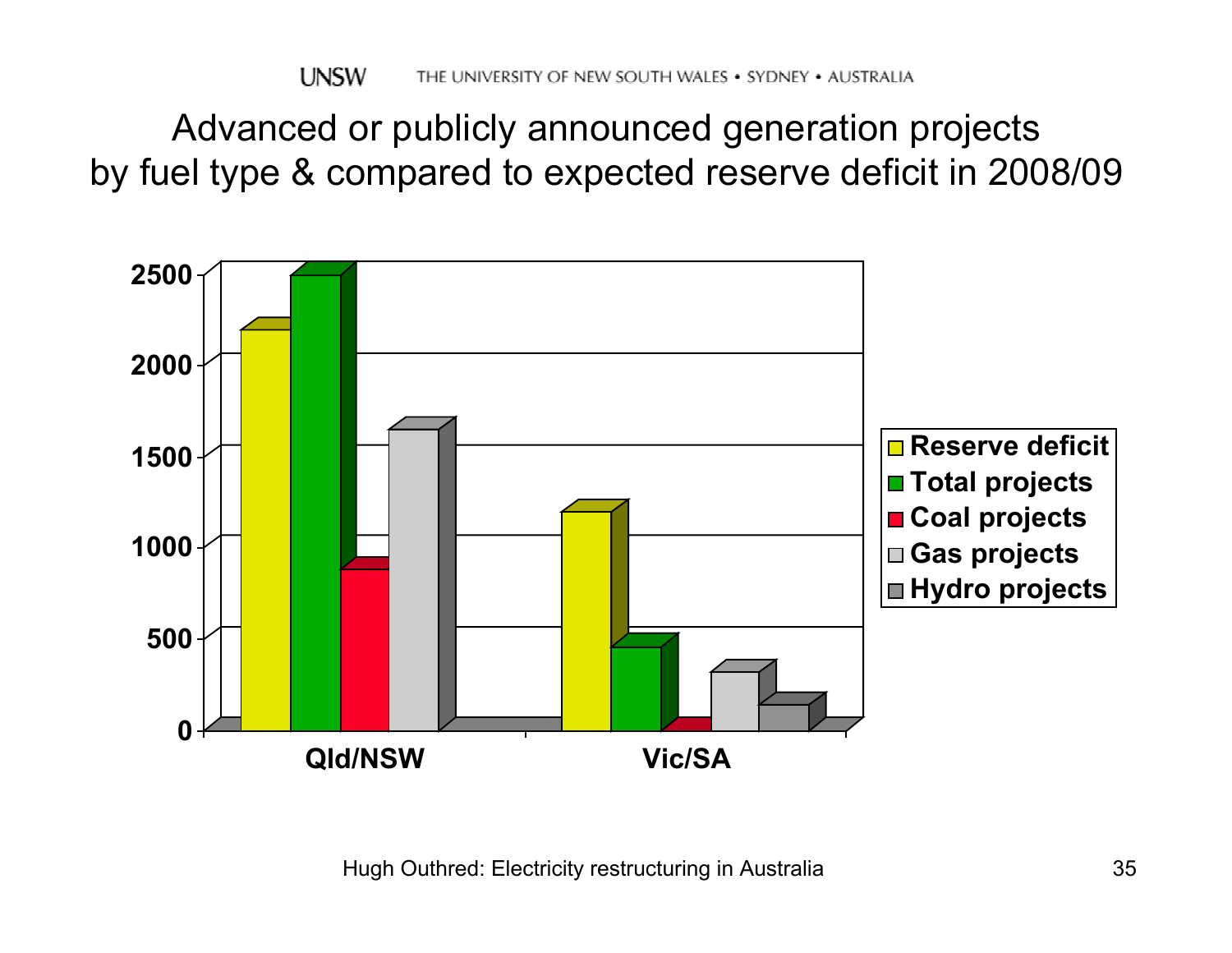# Advanced or publicly announced generation projects by fuel type & compared to expected reserve deficit in 2008/09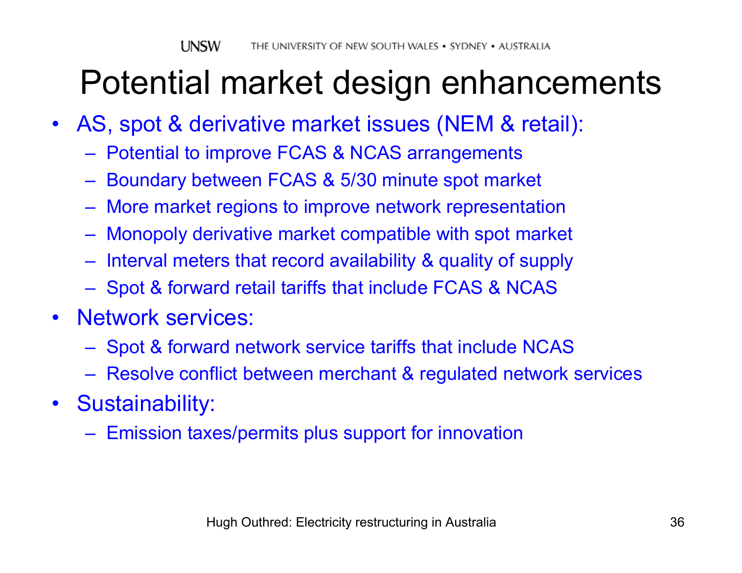# Potential market design enhancements

- AS, spot & derivative market issues (NEM & retail):
  - Potential to improve FCAS & NCAS arrangements
  - Boundary between FCAS & 5/30 minute spot market
  - More market regions to improve network representation
  - Monopoly derivative market compatible with spot market
  - Interval meters that record availability & quality of supply
  - Spot & forward retail tariffs that include FCAS & NCAS
- Network services:
  - Spot & forward network service tariffs that include NCAS
  - Resolve conflict between merchant & regulated network services
- Sustainability:
  - Emission taxes/permits plus support for innovation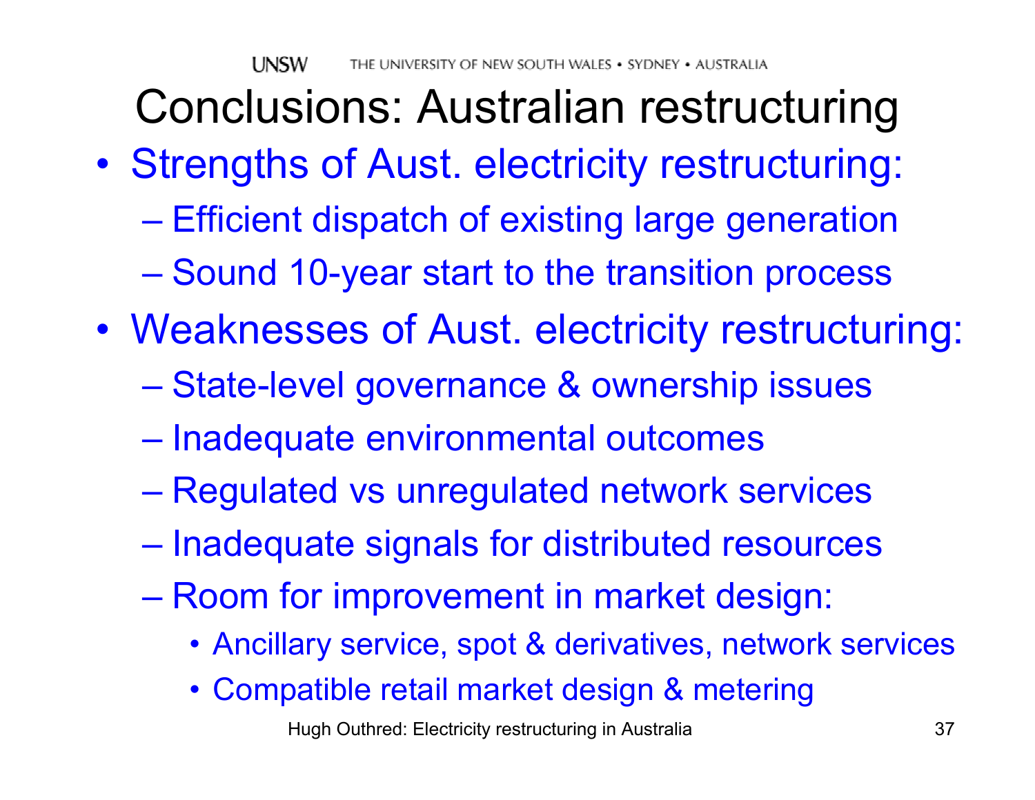# Conclusions: Australian restructuring

- Strengths of Aust. electricity restructuring:
  - Efficient dispatch of existing large generation
  - Sound 10-year start to the transition process
- Weaknesses of Aust. electricity restructuring:
  - State-level governance & ownership issues
  - Inadequate environmental outcomes
  - Regulated vs unregulated network services
  - Inadequate signals for distributed resources
  - Room for improvement in market design:
    - Ancillary service, spot & derivatives, network services
    - Compatible retail market design & metering